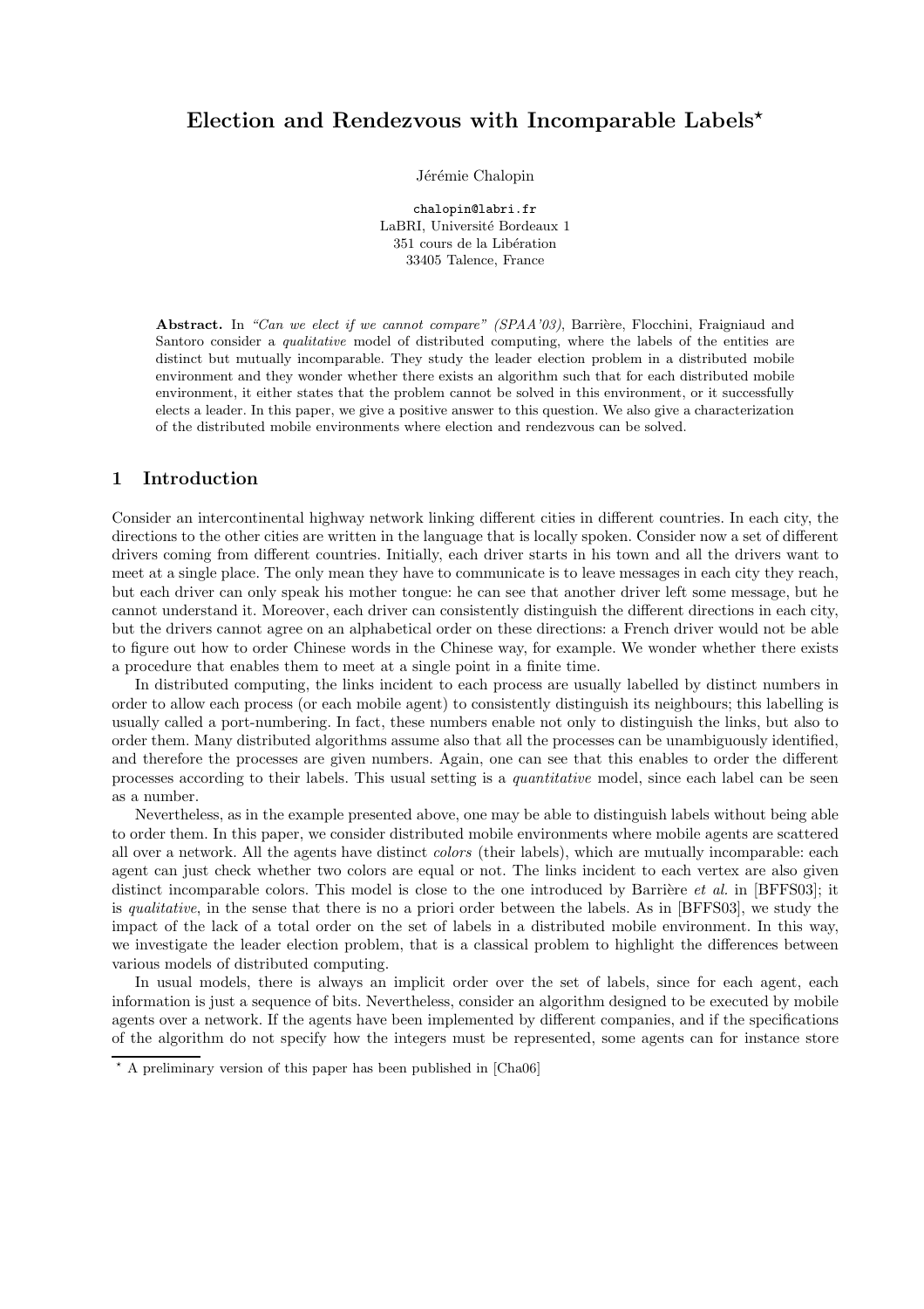# Election and Rendezvous with Incomparable Labels*

Jérémie Chalopin

chalopin@labri.fr
LaBRI, Université Bordeaux 1
351 cours de la Libération
33405 Talence, France

**Abstract.** In *"Can we elect if we cannot compare" (SPAA'03)*, Barrière, Flocchini, Fraigniaud and Santoro consider a *qualitative* model of distributed computing, where the labels of the entities are distinct but mutually incomparable. They study the leader election problem in a distributed mobile environment and they wonder whether there exists an algorithm such that for each distributed mobile environment, it either states that the problem cannot be solved in this environment, or it successfully elects a leader. In this paper, we give a positive answer to this question. We also give a characterization of the distributed mobile environments where election and rendezvous can be solved.

## 1 Introduction

Consider an intercontinental highway network linking different cities in different countries. In each city, the directions to the other cities are written in the language that is locally spoken. Consider now a set of different drivers coming from different countries. Initially, each driver starts in his town and all the drivers want to meet at a single place. The only mean they have to communicate is to leave messages in each city they reach, but each driver can only speak his mother tongue: he can see that another driver left some message, but he cannot understand it. Moreover, each driver can consistently distinguish the different directions in each city, but the drivers cannot agree on an alphabetical order on these directions: a French driver would not be able to figure out how to order Chinese words in the Chinese way, for example. We wonder whether there exists a procedure that enables them to meet at a single point in a finite time.

In distributed computing, the links incident to each process are usually labelled by distinct numbers in order to allow each process (or each mobile agent) to consistently distinguish its neighbours; this labelling is usually called a port-numbering. In fact, these numbers enable not only to distinguish the links, but also to order them. Many distributed algorithms assume also that all the processes can be unambiguously identified, and therefore the processes are given numbers. Again, one can see that this enables to order the different processes according to their labels. This usual setting is a *quantitative* model, since each label can be seen as a number.

Nevertheless, as in the example presented above, one may be able to distinguish labels without being able to order them. In this paper, we consider distributed mobile environments where mobile agents are scattered all over a network. All the agents have distinct *colors* (their labels), which are mutually incomparable: each agent can just check whether two colors are equal or not. The links incident to each vertex are also given distinct incomparable colors. This model is close to the one introduced by Barrière *et al.* in [BFFS03]; it is *qualitative*, in the sense that there is no a priori order between the labels. As in [BFFS03], we study the impact of the lack of a total order on the set of labels in a distributed mobile environment. In this way, we investigate the leader election problem, that is a classical problem to highlight the differences between various models of distributed computing.

In usual models, there is always an implicit order over the set of labels, since for each agent, each information is just a sequence of bits. Nevertheless, consider an algorithm designed to be executed by mobile agents over a network. If the agents have been implemented by different companies, and if the specifications of the algorithm do not specify how the integers must be represented, some agents can for instance store

* A preliminary version of this paper has been published in [Cha06]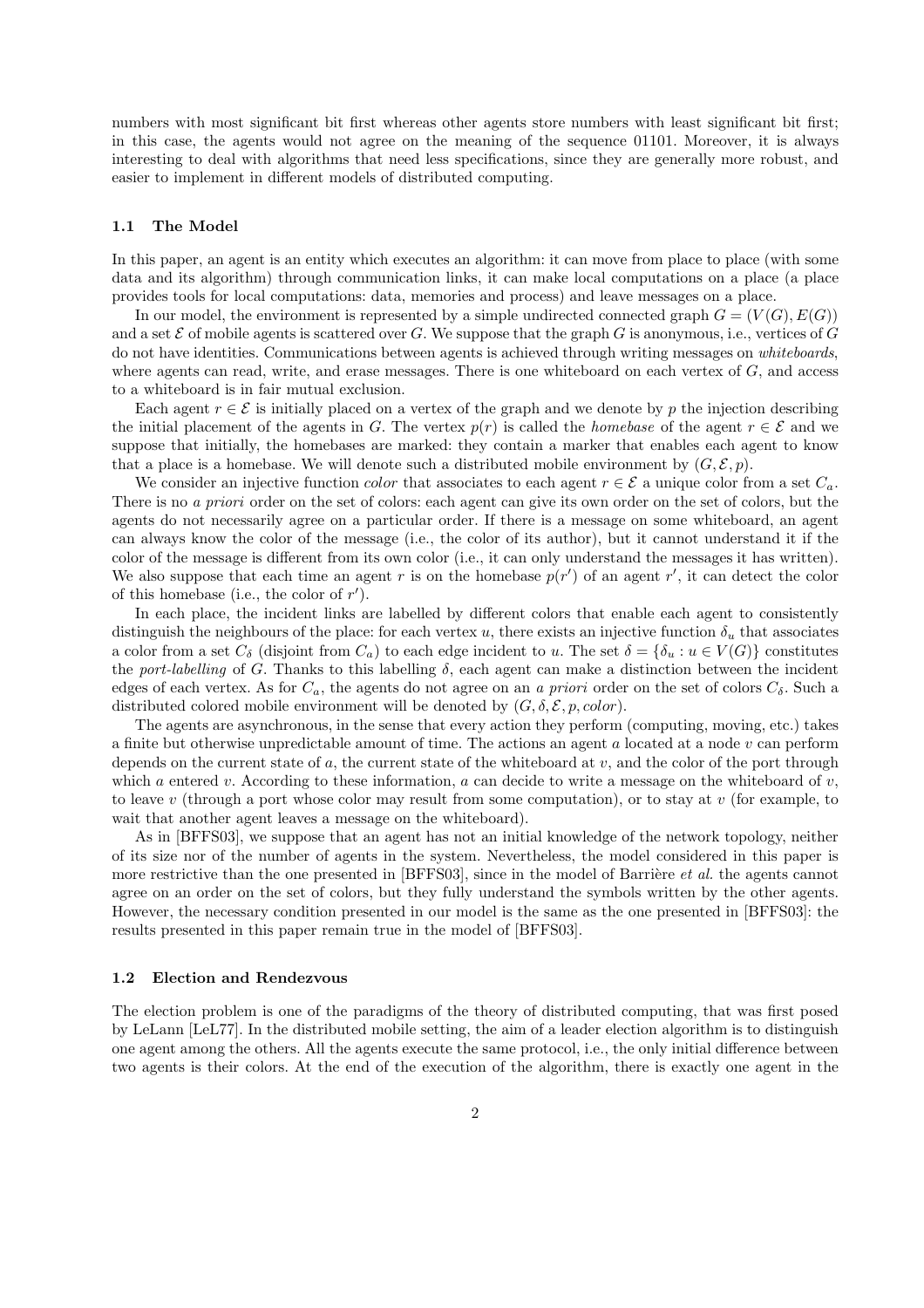numbers with most significant bit first whereas other agents store numbers with least significant bit first; in this case, the agents would not agree on the meaning of the sequence 01101. Moreover, it is always interesting to deal with algorithms that need less specifications, since they are generally more robust, and easier to implement in different models of distributed computing.

### 1.1 The Model

In this paper, an agent is an entity which executes an algorithm: it can move from place to place (with some data and its algorithm) through communication links, it can make local computations on a place (a place provides tools for local computations: data, memories and process) and leave messages on a place.

In our model, the environment is represented by a simple undirected connected graph $G = (V(G), E(G))$ and a set $\mathcal{E}$ of mobile agents is scattered over $G$. We suppose that the graph $G$ is anonymous, i.e., vertices of $G$ do not have identities. Communications between agents is achieved through writing messages on *whiteboards*, where agents can read, write, and erase messages. There is one whiteboard on each vertex of $G$, and access to a whiteboard is in fair mutual exclusion.

Each agent $r \in \mathcal{E}$ is initially placed on a vertex of the graph and we denote by $p$ the injection describing the initial placement of the agents in $G$. The vertex $p(r)$ is called the *homebase* of the agent $r \in \mathcal{E}$ and we suppose that initially, the homebases are marked: they contain a marker that enables each agent to know that a place is a homebase. We will denote such a distributed mobile environment by $(G, \mathcal{E}, p)$.

We consider an injective function *color* that associates to each agent $r \in \mathcal{E}$ a unique color from a set $C_a$. There is no *a priori* order on the set of colors: each agent can give its own order on the set of colors, but the agents do not necessarily agree on a particular order. If there is a message on some whiteboard, an agent can always know the color of the message (i.e., the color of its author), but it cannot understand it if the color of the message is different from its own color (i.e., it can only understand the messages it has written). We also suppose that each time an agent $r$ is on the homebase $p(r')$ of an agent $r'$, it can detect the color of this homebase (i.e., the color of $r'$).

In each place, the incident links are labelled by different colors that enable each agent to consistently distinguish the neighbours of the place: for each vertex $u$, there exists an injective function $\delta_u$ that associates a color from a set $C_\delta$ (disjoint from $C_a$) to each edge incident to $u$. The set $\delta = \{\delta_u : u \in V(G)\}$ constitutes the *port-labelling* of $G$. Thanks to this labelling $\delta$, each agent can make a distinction between the incident edges of each vertex. As for $C_a$, the agents do not agree on an *a priori* order on the set of colors $C_\delta$. Such a distributed colored mobile environment will be denoted by $(G, \delta, \mathcal{E}, p, color)$.

The agents are asynchronous, in the sense that every action they perform (computing, moving, etc.) takes a finite but otherwise unpredictable amount of time. The actions an agent $a$ located at a node $v$ can perform depends on the current state of $a$, the current state of the whiteboard at $v$, and the color of the port through which $a$ entered $v$. According to these information, $a$ can decide to write a message on the whiteboard of $v$, to leave $v$ (through a port whose color may result from some computation), or to stay at $v$ (for example, to wait that another agent leaves a message on the whiteboard).

As in [BFFS03], we suppose that an agent has not an initial knowledge of the network topology, neither of its size nor of the number of agents in the system. Nevertheless, the model considered in this paper is more restrictive than the one presented in [BFFS03], since in the model of Barrière *et al.* the agents cannot agree on an order on the set of colors, but they fully understand the symbols written by the other agents. However, the necessary condition presented in our model is the same as the one presented in [BFFS03]: the results presented in this paper remain true in the model of [BFFS03].

### 1.2 Election and Rendezvous

The election problem is one of the paradigms of the theory of distributed computing, that was first posed by LeLann [LeL77]. In the distributed mobile setting, the aim of a leader election algorithm is to distinguish one agent among the others. All the agents execute the same protocol, i.e., the only initial difference between two agents is their colors. At the end of the execution of the algorithm, there is exactly one agent in the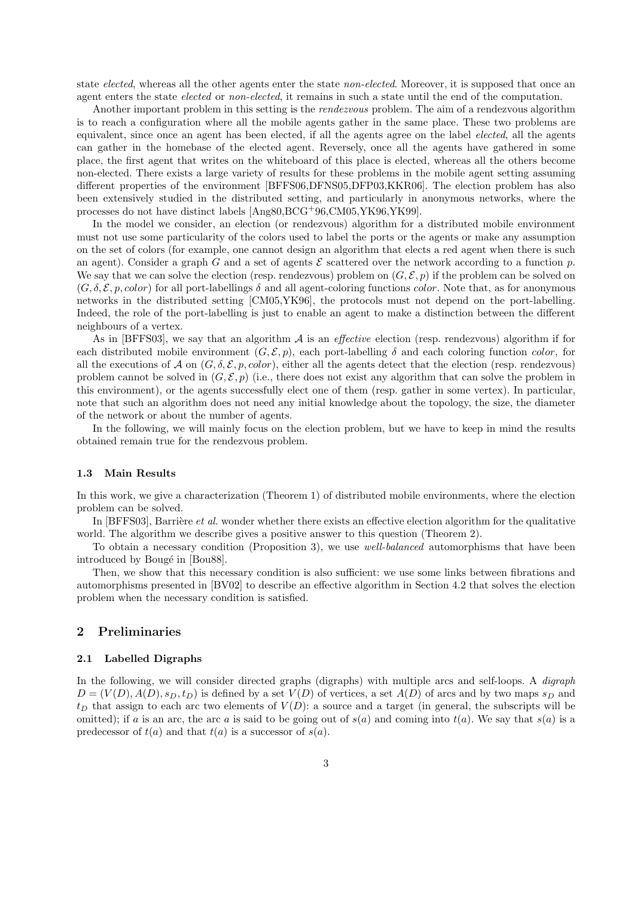state *elected*, whereas all the other agents enter the state *non-elected*. Moreover, it is supposed that once an agent enters the state *elected* or *non-elected*, it remains in such a state until the end of the computation.

Another important problem in this setting is the *rendezvous* problem. The aim of a rendezvous algorithm is to reach a configuration where all the mobile agents gather in the same place. These two problems are equivalent, since once an agent has been elected, if all the agents agree on the label *elected*, all the agents can gather in the homebase of the elected agent. Reversely, once all the agents have gathered in some place, the first agent that writes on the whiteboard of this place is elected, whereas all the others become non-elected. There exists a large variety of results for these problems in the mobile agent setting assuming different properties of the environment [BFFS06,DFNS05,DFP03,KKR06]. The election problem has also been extensively studied in the distributed setting, and particularly in anonymous networks, where the processes do not have distinct labels [Ang80,BCG+96,CM05,YK96,YK99].

In the model we consider, an election (or rendezvous) algorithm for a distributed mobile environment must not use some particularity of the colors used to label the ports or the agents or make any assumption on the set of colors (for example, one cannot design an algorithm that elects a red agent when there is such an agent). Consider a graph $G$ and a set of agents $\mathcal{E}$ scattered over the network according to a function $p$. We say that we can solve the election (resp. rendezvous) problem on $(G, \mathcal{E}, p)$ if the problem can be solved on $(G, \delta, \mathcal{E}, p, color)$ for all port-labellings $\delta$ and all agent-coloring functions $color$. Note that, as for anonymous networks in the distributed setting [CM05,YK96], the protocols must not depend on the port-labelling. Indeed, the role of the port-labelling is just to enable an agent to make a distinction between the different neighbours of a vertex.

As in [BFFS03], we say that an algorithm $\mathcal{A}$ is an *effective* election (resp. rendezvous) algorithm if for each distributed mobile environment $(G, \mathcal{E}, p)$, each port-labelling $\delta$ and each coloring function $color$, for all the executions of $\mathcal{A}$ on $(G, \delta, \mathcal{E}, p, color)$, either all the agents detect that the election (resp. rendezvous) problem cannot be solved in $(G, \mathcal{E}, p)$ (i.e., there does not exist any algorithm that can solve the problem in this environment), or the agents successfully elect one of them (resp. gather in some vertex). In particular, note that such an algorithm does not need any initial knowledge about the topology, the size, the diameter of the network or about the number of agents.

In the following, we will mainly focus on the election problem, but we have to keep in mind the results obtained remain true for the rendezvous problem.

### 1.3 Main Results

In this work, we give a characterization (Theorem 1) of distributed mobile environments, where the election problem can be solved.

In [BFFS03], Barrière *et al.* wonder whether there exists an effective election algorithm for the qualitative world. The algorithm we describe gives a positive answer to this question (Theorem 2).

To obtain a necessary condition (Proposition 3), we use *well-balanced* automorphisms that have been introduced by Bougé in [Bou88].

Then, we show that this necessary condition is also sufficient: we use some links between fibrations and automorphisms presented in [BV02] to describe an effective algorithm in Section 4.2 that solves the election problem when the necessary condition is satisfied.

## 2 Preliminaries

### 2.1 Labelled Digraphs

In the following, we will consider directed graphs (digraphs) with multiple arcs and self-loops. A *digraph* $D = (V(D), A(D), s_D, t_D)$ is defined by a set $V(D)$ of vertices, a set $A(D)$ of arcs and by two maps $s_D$ and $t_D$ that assign to each arc two elements of $V(D)$: a source and a target (in general, the subscripts will be omitted); if $a$ is an arc, the arc $a$ is said to be going out of $s(a)$ and coming into $t(a)$. We say that $s(a)$ is a predecessor of $t(a)$ and that $t(a)$ is a successor of $s(a)$.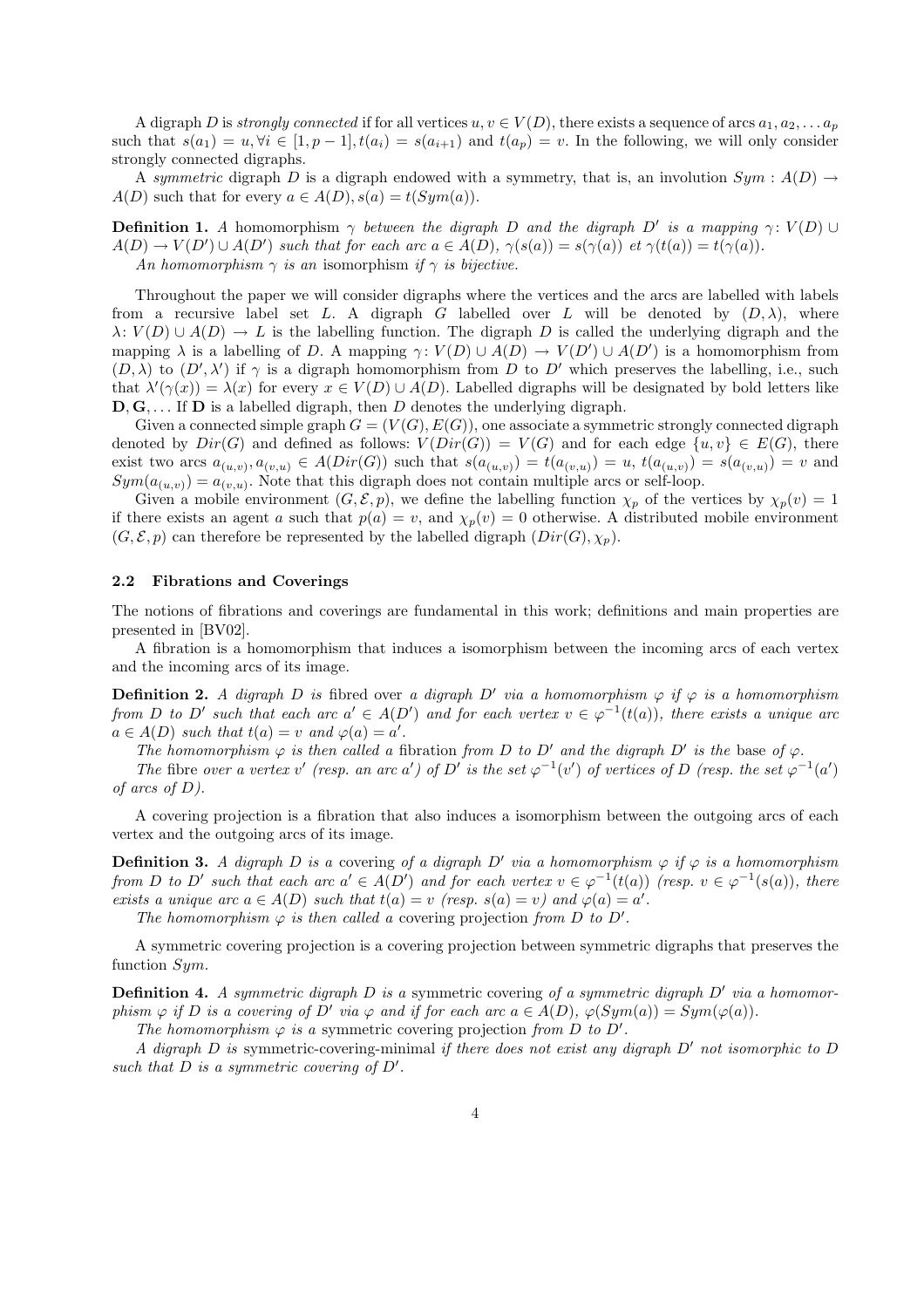A digraph $D$ is *strongly connected* if for all vertices $u, v \in V(D)$, there exists a sequence of arcs $a_1, a_2, \dots a_p$ such that $s(a_1) = u, \forall i \in [1, p-1], t(a_i) = s(a_{i+1})$ and $t(a_p) = v$. In the following, we will only consider strongly connected digraphs.

A *symmetric* digraph $D$ is a digraph endowed with a symmetry, that is, an involution $Sym : A(D) \rightarrow A(D)$ such that for every $a \in A(D), s(a) = t(Sym(a))$.

**Definition 1.** *A* homomorphism $\gamma$ *between the digraph* $D$ *and the digraph* $D'$ *is a mapping* $\gamma\colon V(D) \cup A(D) \rightarrow V(D') \cup A(D')$ *such that for each arc* $a \in A(D)$, $\gamma(s(a)) = s(\gamma(a))$ *et* $\gamma(t(a)) = t(\gamma(a))$.

*An homomorphism* $\gamma$ *is an* isomorphism *if* $\gamma$ *is bijective.*

Throughout the paper we will consider digraphs where the vertices and the arcs are labelled with labels from a recursive label set $L$. A digraph $G$ labelled over $L$ will be denoted by $(D, \lambda)$, where $\lambda\colon V(D) \cup A(D) \rightarrow L$ is the labelling function. The digraph $D$ is called the underlying digraph and the mapping $\lambda$ is a labelling of $D$. A mapping $\gamma\colon V(D) \cup A(D) \rightarrow V(D') \cup A(D')$ is a homomorphism from $(D, \lambda)$ to $(D', \lambda')$ if $\gamma$ is a digraph homomorphism from $D$ to $D'$ which preserves the labelling, i.e., such that $\lambda'(\gamma(x)) = \lambda(x)$ for every $x \in V(D) \cup A(D)$. Labelled digraphs will be designated by bold letters like $\mathbf{D}, \mathbf{G}, \dots$ If $\mathbf{D}$ is a labelled digraph, then $D$ denotes the underlying digraph.

Given a connected simple graph $G = (V(G), E(G))$, one associate a symmetric strongly connected digraph denoted by $Dir(G)$ and defined as follows: $V(Dir(G)) = V(G)$ and for each edge $\{u, v\} \in E(G)$, there exist two arcs $a_{(u,v)}, a_{(v,u)} \in A(Dir(G))$ such that $s(a_{(u,v)}) = t(a_{(v,u)}) = u$, $t(a_{(u,v)}) = s(a_{(v,u)}) = v$ and $Sym(a_{(u,v)}) = a_{(v,u)}$. Note that this digraph does not contain multiple arcs or self-loop.

Given a mobile environment $(G, \mathcal{E}, p)$, we define the labelling function $\chi_p$ of the vertices by $\chi_p(v) = 1$ if there exists an agent $a$ such that $p(a) = v$, and $\chi_p(v) = 0$ otherwise. A distributed mobile environment $(G, \mathcal{E}, p)$ can therefore be represented by the labelled digraph $(Dir(G), \chi_p)$.

### 2.2 Fibrations and Coverings

The notions of fibrations and coverings are fundamental in this work; definitions and main properties are presented in [BV02].

A fibration is a homomorphism that induces a isomorphism between the incoming arcs of each vertex and the incoming arcs of its image.

**Definition 2.** *A digraph* $D$ *is* fibred over *a digraph* $D'$ *via a homomorphism* $\varphi$ *if* $\varphi$ *is a homomorphism from* $D$ *to* $D'$ *such that each arc* $a' \in A(D')$ *and for each vertex* $v \in \varphi^{-1}(t(a))$, *there exists a unique arc* $a \in A(D)$ *such that* $t(a) = v$ *and* $\varphi(a) = a'$.

*The homomorphism* $\varphi$ *is then called a* fibration *from* $D$ *to* $D'$ *and the digraph* $D'$ *is the* base *of* $\varphi$.

*The* fibre *over a vertex* $v'$ *(resp. an arc* $a'$*) of* $D'$ *is the set* $\varphi^{-1}(v')$ *of vertices of* $D$ *(resp. the set* $\varphi^{-1}(a')$ *of arcs of* $D$*).*

A covering projection is a fibration that also induces a isomorphism between the outgoing arcs of each vertex and the outgoing arcs of its image.

**Definition 3.** *A digraph* $D$ *is a* covering *of a digraph* $D'$ *via a homomorphism* $\varphi$ *if* $\varphi$ *is a homomorphism from* $D$ *to* $D'$ *such that each arc* $a' \in A(D')$ *and for each vertex* $v \in \varphi^{-1}(t(a))$ *(resp.* $v \in \varphi^{-1}(s(a))$*), there exists a unique arc* $a \in A(D)$ *such that* $t(a) = v$ *(resp.* $s(a) = v$*) and* $\varphi(a) = a'$.

*The homomorphism* $\varphi$ *is then called a* covering projection *from* $D$ *to* $D'$.

A symmetric covering projection is a covering projection between symmetric digraphs that preserves the function $Sym$.

**Definition 4.** *A symmetric digraph* $D$ *is a* symmetric covering *of a symmetric digraph* $D'$ *via a homomorphism* $\varphi$ *if* $D$ *is a covering of* $D'$ *via* $\varphi$ *and if for each arc* $a \in A(D)$, $\varphi(Sym(a)) = Sym(\varphi(a))$.

*The homomorphism* $\varphi$ *is a* symmetric covering projection *from* $D$ *to* $D'$.

*A digraph* $D$ *is* symmetric-covering-minimal *if there does not exist any digraph* $D'$ *not isomorphic to* $D$ *such that* $D$ *is a symmetric covering of* $D'$.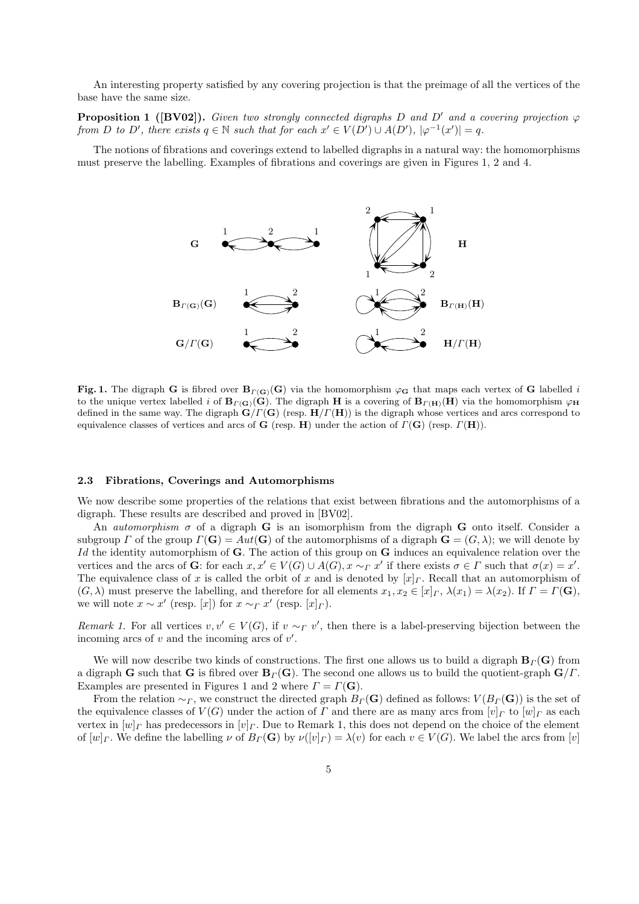An interesting property satisfied by any covering projection is that the preimage of all the vertices of the base have the same size.

**Proposition 1 ([BV02]).** *Given two strongly connected digraphs $D$ and $D'$ and a covering projection $\varphi$ from $D$ to $D'$, there exists $q \in \mathbb{N}$ such that for each $x' \in V(D') \cup A(D')$, $|\varphi^{-1}(x')| = q$.*

The notions of fibrations and coverings extend to labelled digraphs in a natural way: the homomorphisms must preserve the labelling. Examples of fibrations and coverings are given in Figures 1, 2 and 4.

**Fig. 1.** The digraph $\mathbf{G}$ is fibred over $\mathbf{B}_{\Gamma(\mathbf{G})}(\mathbf{G})$ via the homomorphism $\varphi_{\mathbf{G}}$ that maps each vertex of $\mathbf{G}$ labelled $i$ to the unique vertex labelled $i$ of $\mathbf{B}_{\Gamma(\mathbf{G})}(\mathbf{G})$. The digraph $\mathbf{H}$ is a covering of $\mathbf{B}_{\Gamma(\mathbf{H})}(\mathbf{H})$ via the homomorphism $\varphi_{\mathbf{H}}$ defined in the same way. The digraph $\mathbf{G}/\Gamma(\mathbf{G})$ (resp. $\mathbf{H}/\Gamma(\mathbf{H})$) is the digraph whose vertices and arcs correspond to equivalence classes of vertices and arcs of $\mathbf{G}$ (resp. $\mathbf{H}$) under the action of $\Gamma(\mathbf{G})$ (resp. $\Gamma(\mathbf{H})$).

### 2.3 Fibrations, Coverings and Automorphisms

We now describe some properties of the relations that exist between fibrations and the automorphisms of a digraph. These results are described and proved in [BV02].

An *automorphism* $\sigma$ of a digraph $\mathbf{G}$ is an isomorphism from the digraph $\mathbf{G}$ onto itself. Consider a subgroup $\Gamma$ of the group $\Gamma(\mathbf{G}) = Aut(\mathbf{G})$ of the automorphisms of a digraph $\mathbf{G} = (G, \lambda)$; we will denote by $Id$ the identity automorphism of $\mathbf{G}$. The action of this group on $\mathbf{G}$ induces an equivalence relation over the vertices and the arcs of $\mathbf{G}$: for each $x, x' \in V(G) \cup A(G), x \sim_\Gamma x'$ if there exists $\sigma \in \Gamma$ such that $\sigma(x) = x'$. The equivalence class of $x$ is called the orbit of $x$ and is denoted by $[x]_\Gamma$. Recall that an automorphism of $(G, \lambda)$ must preserve the labelling, and therefore for all elements $x_1, x_2 \in [x]_\Gamma$, $\lambda(x_1) = \lambda(x_2)$. If $\Gamma = \Gamma(\mathbf{G})$, we will note $x \sim x'$ (resp. $[x]$) for $x \sim_\Gamma x'$ (resp. $[x]_\Gamma$).

*Remark 1.* For all vertices $v, v' \in V(G)$, if $v \sim_\Gamma v'$, then there is a label-preserving bijection between the incoming arcs of $v$ and the incoming arcs of $v'$.

We will now describe two kinds of constructions. The first one allows us to build a digraph $\mathbf{B}_\Gamma(\mathbf{G})$ from a digraph $\mathbf{G}$ such that $\mathbf{G}$ is fibred over $\mathbf{B}_\Gamma(\mathbf{G})$. The second one allows us to build the quotient-graph $\mathbf{G}/\Gamma$. Examples are presented in Figures 1 and 2 where $\Gamma = \Gamma(\mathbf{G})$.

From the relation $\sim_\Gamma$, we construct the directed graph $B_\Gamma(\mathbf{G})$ defined as follows: $V(B_\Gamma(\mathbf{G}))$ is the set of the equivalence classes of $V(G)$ under the action of $\Gamma$ and there are as many arcs from $[v]_\Gamma$ to $[w]_\Gamma$ as each vertex in $[w]_\Gamma$ has predecessors in $[v]_\Gamma$. Due to Remark 1, this does not depend on the choice of the element of $[w]_\Gamma$. We define the labelling $\nu$ of $B_\Gamma(\mathbf{G})$ by $\nu([v]_\Gamma) = \lambda(v)$ for each $v \in V(G)$. We label the arcs from $[v]$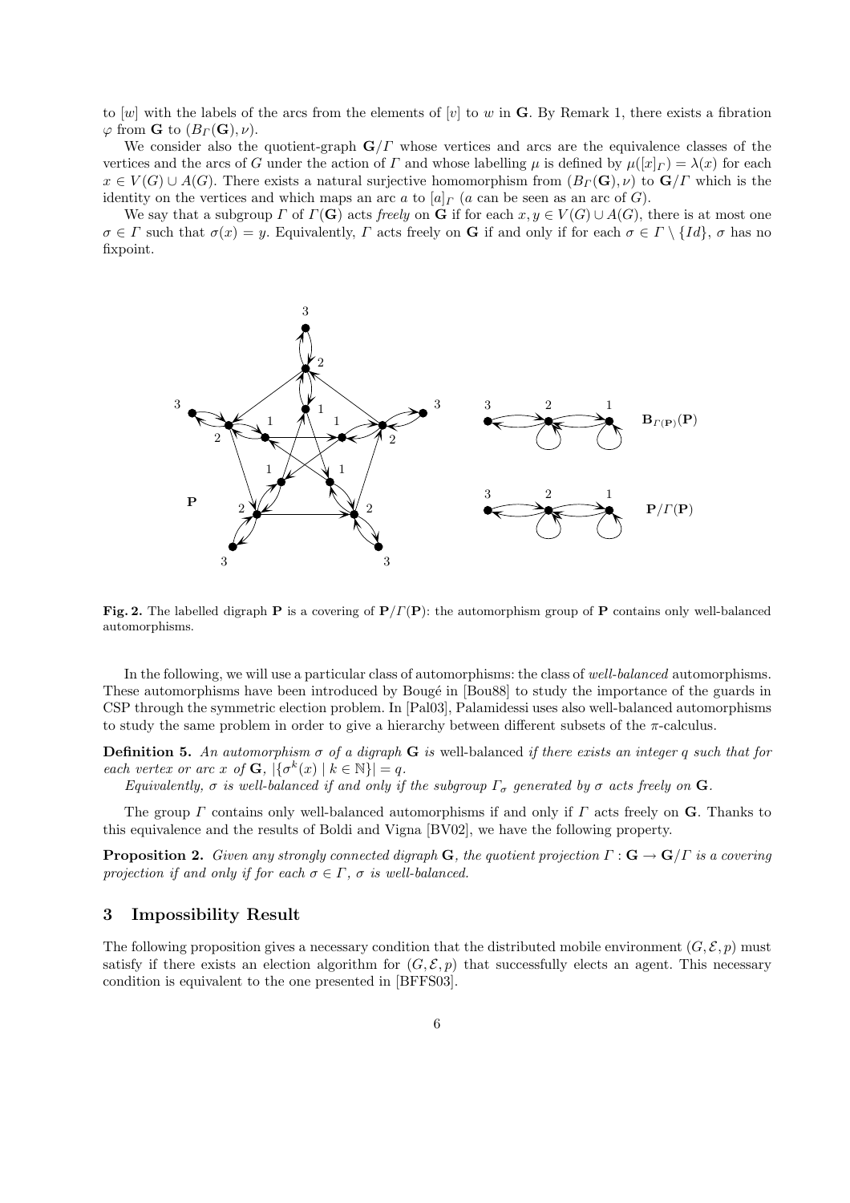to $[w]$ with the labels of the arcs from the elements of $[v]$ to $w$ in $\mathbf{G}$. By Remark 1, there exists a fibration $\varphi$ from $\mathbf{G}$ to $(B_\Gamma(\mathbf{G}), \nu)$.

We consider also the quotient-graph $\mathbf{G}/\Gamma$ whose vertices and arcs are the equivalence classes of the vertices and the arcs of $G$ under the action of $\Gamma$ and whose labelling $\mu$ is defined by $\mu([x]_\Gamma) = \lambda(x)$ for each $x \in V(G) \cup A(G)$. There exists a natural surjective homomorphism from $(B_\Gamma(\mathbf{G}), \nu)$ to $\mathbf{G}/\Gamma$ which is the identity on the vertices and which maps an arc $a$ to $[a]_\Gamma$ ($a$ can be seen as an arc of $G$).

We say that a subgroup $\Gamma$ of $\Gamma(\mathbf{G})$ acts *freely* on $\mathbf{G}$ if for each $x, y \in V(G) \cup A(G)$, there is at most one $\sigma \in \Gamma$ such that $\sigma(x) = y$. Equivalently, $\Gamma$ acts freely on $\mathbf{G}$ if and only if for each $\sigma \in \Gamma \setminus \{Id\}$, $\sigma$ has no fixpoint.

**Fig. 2.** The labelled digraph $\mathbf{P}$ is a covering of $\mathbf{P}/\Gamma(\mathbf{P})$: the automorphism group of $\mathbf{P}$ contains only well-balanced automorphisms.

In the following, we will use a particular class of automorphisms: the class of *well-balanced* automorphisms. These automorphisms have been introduced by Bougé in [Bou88] to study the importance of the guards in CSP through the symmetric election problem. In [Pal03], Palamidessi uses also well-balanced automorphisms to study the same problem in order to give a hierarchy between different subsets of the $\pi$-calculus.

**Definition 5.** *An automorphism $\sigma$ of a digraph $\mathbf{G}$ is* well-balanced *if there exists an integer $q$ such that for each vertex or arc $x$ of $\mathbf{G}$, $|\{\sigma^k(x) \mid k \in \mathbb{N}\}| = q$.*

*Equivalently, $\sigma$ is well-balanced if and only if the subgroup $\Gamma_\sigma$ generated by $\sigma$ acts freely on $\mathbf{G}$.*

The group $\Gamma$ contains only well-balanced automorphisms if and only if $\Gamma$ acts freely on $\mathbf{G}$. Thanks to this equivalence and the results of Boldi and Vigna [BV02], we have the following property.

**Proposition 2.** *Given any strongly connected digraph $\mathbf{G}$, the quotient projection $\Gamma : \mathbf{G} \to \mathbf{G}/\Gamma$ is a covering projection if and only if for each $\sigma \in \Gamma$, $\sigma$ is well-balanced.*

## 3 Impossibility Result

The following proposition gives a necessary condition that the distributed mobile environment $(G, \mathcal{E}, p)$ must satisfy if there exists an election algorithm for $(G, \mathcal{E}, p)$ that successfully elects an agent. This necessary condition is equivalent to the one presented in [BFFS03].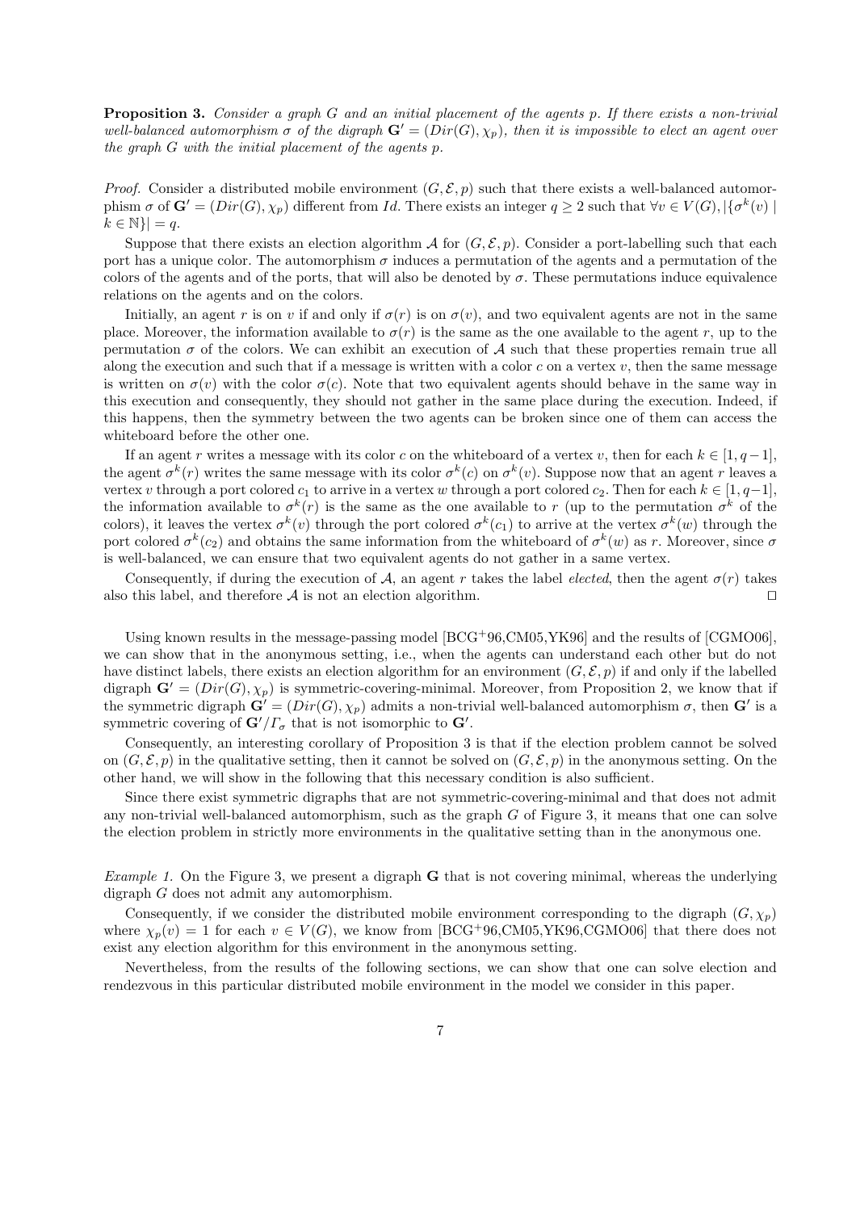**Proposition 3.** *Consider a graph $G$ and an initial placement of the agents $p$. If there exists a non-trivial well-balanced automorphism $\sigma$ of the digraph $\mathbf{G}' = (Dir(G), \chi_p)$, then it is impossible to elect an agent over the graph $G$ with the initial placement of the agents $p$.*

*Proof.* Consider a distributed mobile environment $(G, \mathcal{E}, p)$ such that there exists a well-balanced automorphism $\sigma$ of $\mathbf{G}' = (Dir(G), \chi_p)$ different from $Id$. There exists an integer $q \geq 2$ such that $\forall v \in V(G), |\{\sigma^k(v) \mid k \in \mathbb{N}\}| = q$.

Suppose that there exists an election algorithm $\mathcal{A}$ for $(G, \mathcal{E}, p)$. Consider a port-labelling such that each port has a unique color. The automorphism $\sigma$ induces a permutation of the agents and a permutation of the colors of the agents and of the ports, that will also be denoted by $\sigma$. These permutations induce equivalence relations on the agents and on the colors.

Initially, an agent $r$ is on $v$ if and only if $\sigma(r)$ is on $\sigma(v)$, and two equivalent agents are not in the same place. Moreover, the information available to $\sigma(r)$ is the same as the one available to the agent $r$, up to the permutation $\sigma$ of the colors. We can exhibit an execution of $\mathcal{A}$ such that these properties remain true all along the execution and such that if a message is written with a color $c$ on a vertex $v$, then the same message is written on $\sigma(v)$ with the color $\sigma(c)$. Note that two equivalent agents should behave in the same way in this execution and consequently, they should not gather in the same place during the execution. Indeed, if this happens, then the symmetry between the two agents can be broken since one of them can access the whiteboard before the other one.

If an agent $r$ writes a message with its color $c$ on the whiteboard of a vertex $v$, then for each $k \in [1, q-1]$, the agent $\sigma^k(r)$ writes the same message with its color $\sigma^k(c)$ on $\sigma^k(v)$. Suppose now that an agent $r$ leaves a vertex $v$ through a port colored $c_1$ to arrive in a vertex $w$ through a port colored $c_2$. Then for each $k \in [1, q-1]$, the information available to $\sigma^k(r)$ is the same as the one available to $r$ (up to the permutation $\sigma^k$ of the colors), it leaves the vertex $\sigma^k(v)$ through the port colored $\sigma^k(c_1)$ to arrive at the vertex $\sigma^k(w)$ through the port colored $\sigma^k(c_2)$ and obtains the same information from the whiteboard of $\sigma^k(w)$ as $r$. Moreover, since $\sigma$ is well-balanced, we can ensure that two equivalent agents do not gather in a same vertex.

Consequently, if during the execution of $\mathcal{A}$, an agent $r$ takes the label *elected*, then the agent $\sigma(r)$ takes also this label, and therefore $\mathcal{A}$ is not an election algorithm. □

Using known results in the message-passing model [BCG+96,CM05,YK96] and the results of [CGMO06], we can show that in the anonymous setting, i.e., when the agents can understand each other but do not have distinct labels, there exists an election algorithm for an environment $(G, \mathcal{E}, p)$ if and only if the labelled digraph $\mathbf{G}' = (Dir(G), \chi_p)$ is symmetric-covering-minimal. Moreover, from Proposition 2, we know that if the symmetric digraph $\mathbf{G}' = (Dir(G), \chi_p)$ admits a non-trivial well-balanced automorphism $\sigma$, then $\mathbf{G}'$ is a symmetric covering of $\mathbf{G}'/\Gamma_\sigma$ that is not isomorphic to $\mathbf{G}'$.

Consequently, an interesting corollary of Proposition 3 is that if the election problem cannot be solved on $(G, \mathcal{E}, p)$ in the qualitative setting, then it cannot be solved on $(G, \mathcal{E}, p)$ in the anonymous setting. On the other hand, we will show in the following that this necessary condition is also sufficient.

Since there exist symmetric digraphs that are not symmetric-covering-minimal and that does not admit any non-trivial well-balanced automorphism, such as the graph $G$ of Figure 3, it means that one can solve the election problem in strictly more environments in the qualitative setting than in the anonymous one.

*Example 1.* On the Figure 3, we present a digraph $\mathbf{G}$ that is not covering minimal, whereas the underlying digraph $G$ does not admit any automorphism.

Consequently, if we consider the distributed mobile environment corresponding to the digraph $(G, \chi_p)$ where $\chi_p(v) = 1$ for each $v \in V(G)$, we know from [BCG+96,CM05,YK96,CGMO06] that there does not exist any election algorithm for this environment in the anonymous setting.

Nevertheless, from the results of the following sections, we can show that one can solve election and rendezvous in this particular distributed mobile environment in the model we consider in this paper.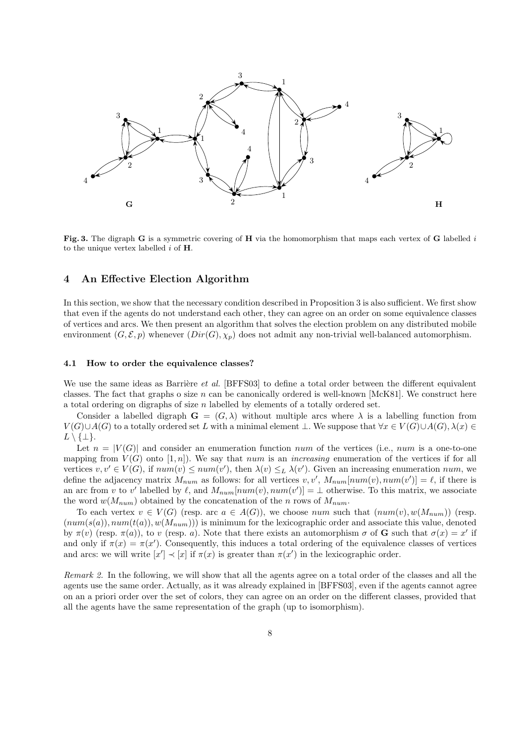**Fig. 3.** The digraph **G** is a symmetric covering of **H** via the homomorphism that maps each vertex of **G** labelled $i$ to the unique vertex labelled $i$ of **H**.

## 4 An Effective Election Algorithm

In this section, we show that the necessary condition described in Proposition 3 is also sufficient. We first show that even if the agents do not understand each other, they can agree on an order on some equivalence classes of vertices and arcs. We then present an algorithm that solves the election problem on any distributed mobile environment $(G, \mathcal{E}, p)$ whenever $(Dir(G), \chi_p)$ does not admit any non-trivial well-balanced automorphism.

### 4.1 How to order the equivalence classes?

We use the same ideas as Barrière *et al.* [BFFS03] to define a total order between the different equivalent classes. The fact that graphs o size $n$ can be canonically ordered is well-known [McK81]. We construct here a total ordering on digraphs of size $n$ labelled by elements of a totally ordered set.

Consider a labelled digraph $\mathbf{G} = (G, \lambda)$ without multiple arcs where $\lambda$ is a labelling function from $V(G) \cup A(G)$ to a totally ordered set $L$ with a minimal element $\bot$. We suppose that $\forall x \in V(G) \cup A(G), \lambda(x) \in L \setminus \{\bot\}$.

Let $n = |V(G)|$ and consider an enumeration function $num$ of the vertices (i.e., $num$ is a one-to-one mapping from $V(G)$ onto $[1, n]$). We say that $num$ is an *increasing* enumeration of the vertices if for all vertices $v, v' \in V(G)$, if $num(v) \leq num(v')$, then $\lambda(v) \leq_L \lambda(v')$. Given an increasing enumeration $num$, we define the adjacency matrix $M_{num}$ as follows: for all vertices $v, v'$, $M_{num}[num(v), num(v')] = \ell$, if there is an arc from $v$ to $v'$ labelled by $\ell$, and $M_{num}[num(v), num(v')] = \bot$ otherwise. To this matrix, we associate the word $w(M_{num})$ obtained by the concatenation of the $n$ rows of $M_{num}$.

To each vertex $v \in V(G)$ (resp. arc $a \in A(G)$), we choose $num$ such that $(num(v), w(M_{num}))$ (resp. $(num(s(a)), num(t(a)), w(M_{num}))$) is minimum for the lexicographic order and associate this value, denoted by $\pi(v)$ (resp. $\pi(a)$), to $v$ (resp. $a$). Note that there exists an automorphism $\sigma$ of $\mathbf{G}$ such that $\sigma(x) = x'$ if and only if $\pi(x) = \pi(x')$. Consequently, this induces a total ordering of the equivalence classes of vertices and arcs: we will write $[x'] \prec [x]$ if $\pi(x)$ is greater than $\pi(x')$ in the lexicographic order.

*Remark 2.* In the following, we will show that all the agents agree on a total order of the classes and all the agents use the same order. Actually, as it was already explained in [BFFS03], even if the agents cannot agree on an a priori order over the set of colors, they can agree on an order on the different classes, provided that all the agents have the same representation of the graph (up to isomorphism).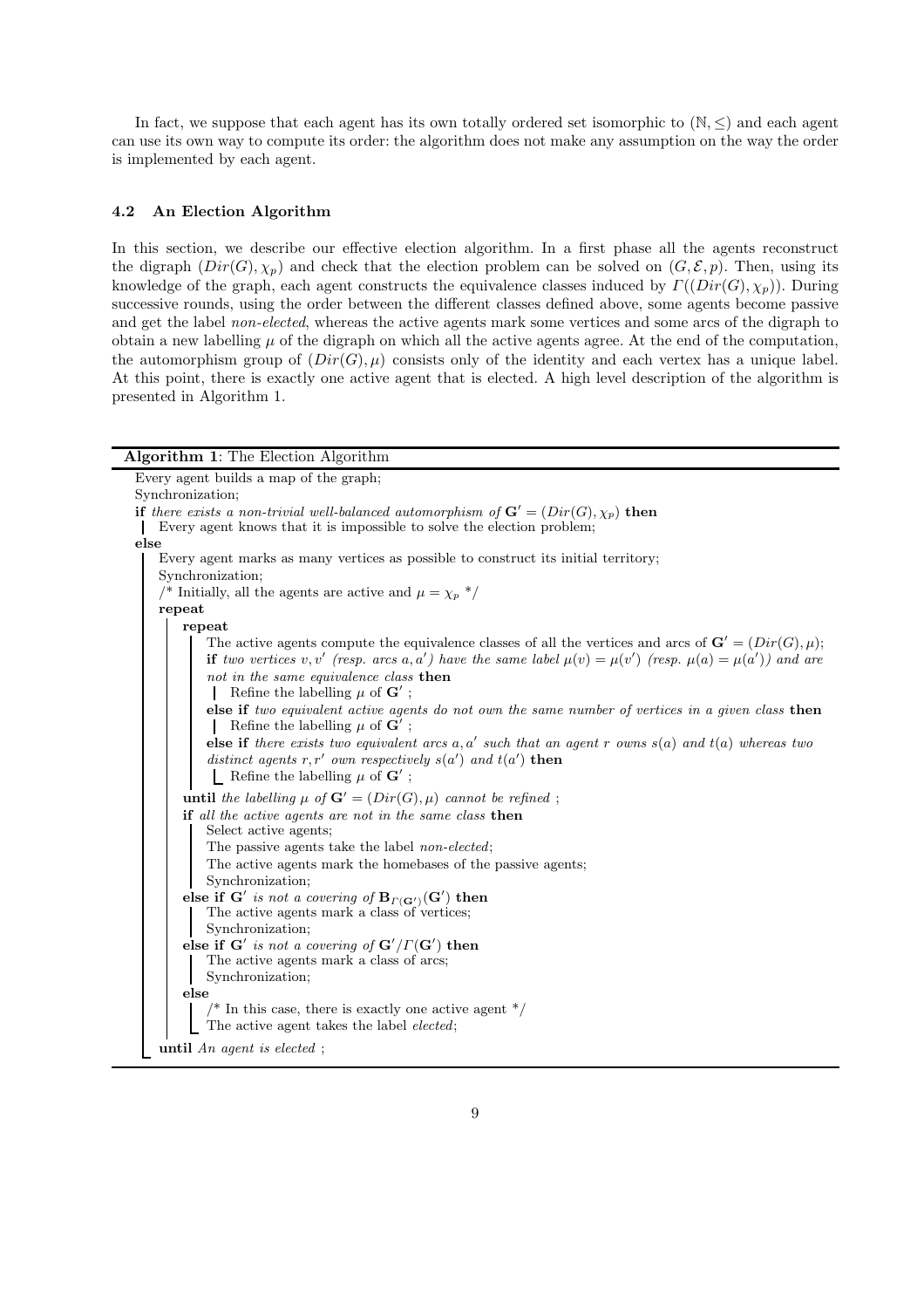In fact, we suppose that each agent has its own totally ordered set isomorphic to $(\mathbb{N}, \leq)$ and each agent can use its own way to compute its order: the algorithm does not make any assumption on the way the order is implemented by each agent.

### 4.2 An Election Algorithm

In this section, we describe our effective election algorithm. In a first phase all the agents reconstruct the digraph $(Dir(G), \chi_p)$ and check that the election problem can be solved on $(G, \mathcal{E}, p)$. Then, using its knowledge of the graph, each agent constructs the equivalence classes induced by $\Gamma((Dir(G), \chi_p))$. During successive rounds, using the order between the different classes defined above, some agents become passive and get the label *non-elected*, whereas the active agents mark some vertices and some arcs of the digraph to obtain a new labelling $\mu$ of the digraph on which all the active agents agree. At the end of the computation, the automorphism group of $(Dir(G), \mu)$ consists only of the identity and each vertex has a unique label. At this point, there is exactly one active agent that is elected. A high level description of the algorithm is presented in Algorithm 1.

**Algorithm 1**: The Election Algorithm

```
Every agent builds a map of the graph;
Synchronization;
if there exists a non-trivial well-balanced automorphism of G' = (Dir(G), χ_p) then
    Every agent knows that it is impossible to solve the election problem;
else
    Every agent marks as many vertices as possible to construct its initial territory;
    Synchronization;
    /* Initially, all the agents are active and μ = χ_p */
    repeat
        repeat
            The active agents compute the equivalence classes of all the vertices and arcs of G' = (Dir(G), μ);
            if two vertices v, v' (resp. arcs a, a') have the same label μ(v) = μ(v') (resp. μ(a) = μ(a')) and are
            not in the same equivalence class then
                Refine the labelling μ of G' ;
            else if two equivalent active agents do not own the same number of vertices in a given class then
                Refine the labelling μ of G' ;
            else if there exists two equivalent arcs a, a' such that an agent r owns s(a) and t(a) whereas two
            distinct agents r, r' own respectively s(a') and t(a') then
                Refine the labelling μ of G' ;
        until the labelling μ of G' = (Dir(G), μ) cannot be refined ;
        if all the active agents are not in the same class then
            Select active agents;
            The passive agents take the label non-elected;
            The active agents mark the homebases of the passive agents;
            Synchronization;
        else if G' is not a covering of B_Γ(G')(G') then
            The active agents mark a class of vertices;
            Synchronization;
        else if G' is not a covering of G'/Γ(G') then
            The active agents mark a class of arcs;
            Synchronization;
        else
            /* In this case, there is exactly one active agent */
            The active agent takes the label elected;
    until An agent is elected ;
```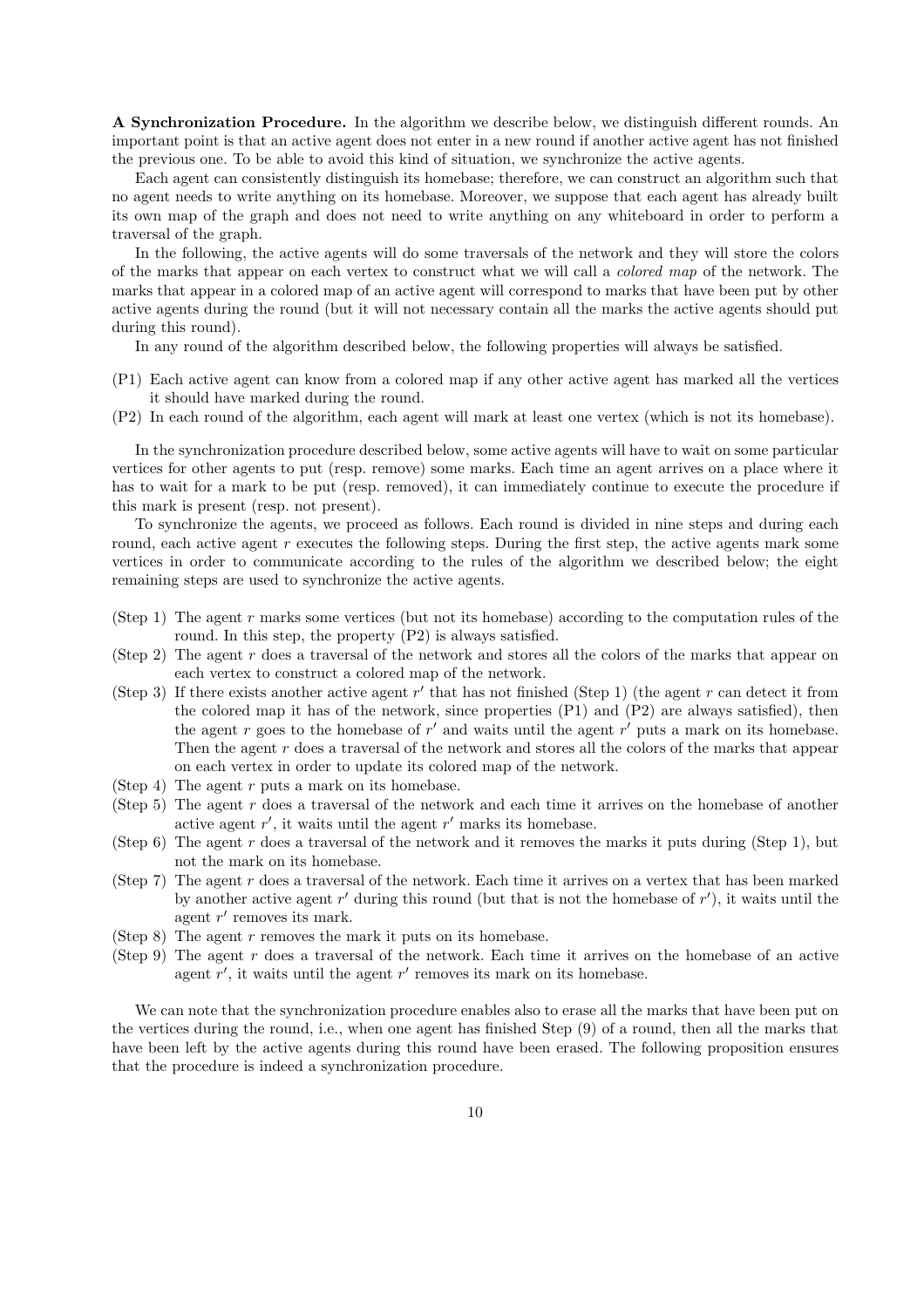**A Synchronization Procedure.** In the algorithm we describe below, we distinguish different rounds. An important point is that an active agent does not enter in a new round if another active agent has not finished the previous one. To be able to avoid this kind of situation, we synchronize the active agents.

Each agent can consistently distinguish its homebase; therefore, we can construct an algorithm such that no agent needs to write anything on its homebase. Moreover, we suppose that each agent has already built its own map of the graph and does not need to write anything on any whiteboard in order to perform a traversal of the graph.

In the following, the active agents will do some traversals of the network and they will store the colors of the marks that appear on each vertex to construct what we will call a *colored map* of the network. The marks that appear in a colored map of an active agent will correspond to marks that have been put by other active agents during the round (but it will not necessary contain all the marks the active agents should put during this round).

In any round of the algorithm described below, the following properties will always be satisfied.

- (P1) Each active agent can know from a colored map if any other active agent has marked all the vertices it should have marked during the round.
- (P2) In each round of the algorithm, each agent will mark at least one vertex (which is not its homebase).

In the synchronization procedure described below, some active agents will have to wait on some particular vertices for other agents to put (resp. remove) some marks. Each time an agent arrives on a place where it has to wait for a mark to be put (resp. removed), it can immediately continue to execute the procedure if this mark is present (resp. not present).

To synchronize the agents, we proceed as follows. Each round is divided in nine steps and during each round, each active agent $r$ executes the following steps. During the first step, the active agents mark some vertices in order to communicate according to the rules of the algorithm we described below; the eight remaining steps are used to synchronize the active agents.

- (Step 1) The agent $r$ marks some vertices (but not its homebase) according to the computation rules of the round. In this step, the property (P2) is always satisfied.
- (Step 2) The agent $r$ does a traversal of the network and stores all the colors of the marks that appear on each vertex to construct a colored map of the network.
- (Step 3) If there exists another active agent $r'$ that has not finished (Step 1) (the agent $r$ can detect it from the colored map it has of the network, since properties (P1) and (P2) are always satisfied), then the agent $r$ goes to the homebase of $r'$ and waits until the agent $r'$ puts a mark on its homebase. Then the agent $r$ does a traversal of the network and stores all the colors of the marks that appear on each vertex in order to update its colored map of the network.
- (Step 4) The agent $r$ puts a mark on its homebase.
- (Step 5) The agent $r$ does a traversal of the network and each time it arrives on the homebase of another active agent $r'$, it waits until the agent $r'$ marks its homebase.
- (Step 6) The agent $r$ does a traversal of the network and it removes the marks it puts during (Step 1), but not the mark on its homebase.
- (Step 7) The agent $r$ does a traversal of the network. Each time it arrives on a vertex that has been marked by another active agent $r'$ during this round (but that is not the homebase of $r'$), it waits until the agent $r'$ removes its mark.
- (Step 8) The agent $r$ removes the mark it puts on its homebase.
- (Step 9) The agent $r$ does a traversal of the network. Each time it arrives on the homebase of an active agent $r'$, it waits until the agent $r'$ removes its mark on its homebase.

We can note that the synchronization procedure enables also to erase all the marks that have been put on the vertices during the round, i.e., when one agent has finished Step (9) of a round, then all the marks that have been left by the active agents during this round have been erased. The following proposition ensures that the procedure is indeed a synchronization procedure.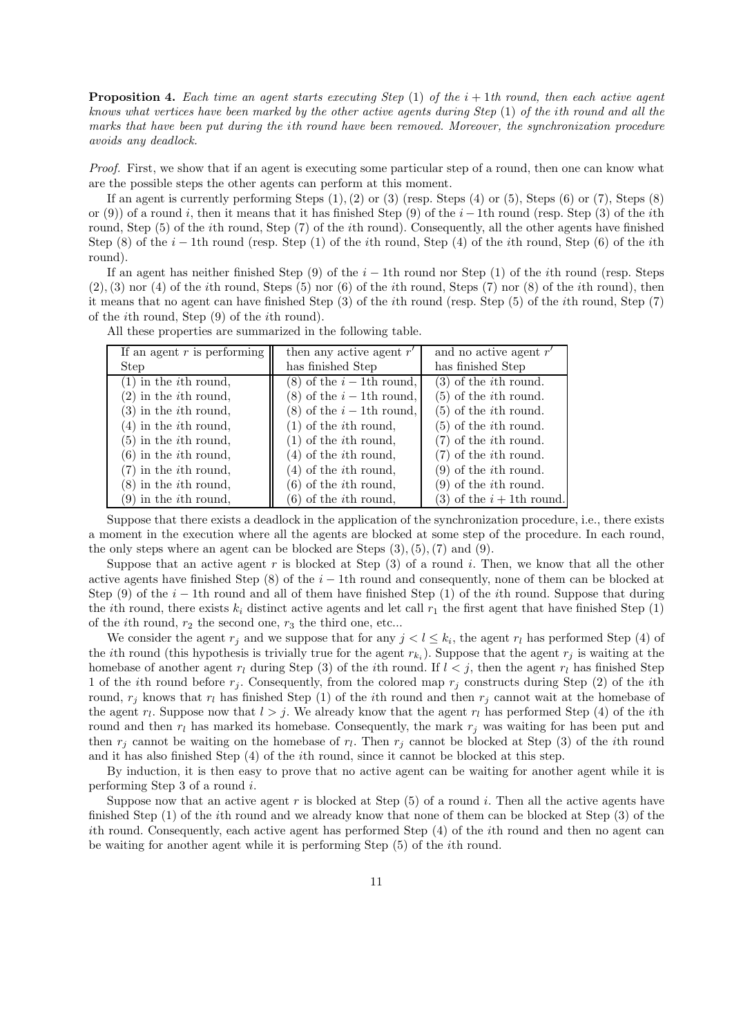**Proposition 4.** *Each time an agent starts executing Step* (1) *of the* $i+1$*th round, then each active agent knows what vertices have been marked by the other active agents during Step* (1) *of the* $i$*th round and all the marks that have been put during the* $i$*th round have been removed. Moreover, the synchronization procedure avoids any deadlock.*

*Proof.* First, we show that if an agent is executing some particular step of a round, then one can know what are the possible steps the other agents can perform at this moment.

If an agent is currently performing Steps (1), (2) or (3) (resp. Steps (4) or (5), Steps (6) or (7), Steps (8) or (9)) of a round $i$, then it means that it has finished Step (9) of the $i-1$th round (resp. Step (3) of the $i$th round, Step (5) of the $i$th round, Step (7) of the $i$th round). Consequently, all the other agents have finished Step (8) of the $i-1$th round (resp. Step (1) of the $i$th round, Step (4) of the $i$th round, Step (6) of the $i$th round).

If an agent has neither finished Step (9) of the $i-1$th round nor Step (1) of the $i$th round (resp. Steps (2), (3) nor (4) of the $i$th round, Steps (5) nor (6) of the $i$th round, Steps (7) nor (8) of the $i$th round), then it means that no agent can have finished Step (3) of the $i$th round (resp. Step (5) of the $i$th round, Step (7) of the $i$th round, Step (9) of the $i$th round).

All these properties are summarized in the following table.

| If an agent $r$ is performing Step | then any active agent $r'$ has finished Step | and no active agent $r'$ has finished Step |
|---|---|---|
| (1) in the $i$th round, | (8) of the $i-1$th round, | (3) of the $i$th round. |
| (2) in the $i$th round, | (8) of the $i-1$th round, | (5) of the $i$th round. |
| (3) in the $i$th round, | (8) of the $i-1$th round, | (5) of the $i$th round. |
| (4) in the $i$th round, | (1) of the $i$th round, | (5) of the $i$th round. |
| (5) in the $i$th round, | (1) of the $i$th round, | (7) of the $i$th round. |
| (6) in the $i$th round, | (4) of the $i$th round, | (7) of the $i$th round. |
| (7) in the $i$th round, | (4) of the $i$th round, | (9) of the $i$th round. |
| (8) in the $i$th round, | (6) of the $i$th round, | (9) of the $i$th round. |
| (9) in the $i$th round, | (6) of the $i$th round, | (3) of the $i+1$th round. |

Suppose that there exists a deadlock in the application of the synchronization procedure, i.e., there exists a moment in the execution where all the agents are blocked at some step of the procedure. In each round, the only steps where an agent can be blocked are Steps (3), (5), (7) and (9).

Suppose that an active agent $r$ is blocked at Step (3) of a round $i$. Then, we know that all the other active agents have finished Step (8) of the $i-1$th round and consequently, none of them can be blocked at Step (9) of the $i-1$th round and all of them have finished Step (1) of the $i$th round. Suppose that during the $i$th round, there exists $k_i$ distinct active agents and let call $r_1$ the first agent that have finished Step (1) of the $i$th round, $r_2$ the second one, $r_3$ the third one, etc...

We consider the agent $r_j$ and we suppose that for any $j < l \leq k_i$, the agent $r_l$ has performed Step (4) of the $i$th round (this hypothesis is trivially true for the agent $r_{k_i}$). Suppose that the agent $r_j$ is waiting at the homebase of another agent $r_l$ during Step (3) of the $i$th round. If $l < j$, then the agent $r_l$ has finished Step 1 of the $i$th round before $r_j$. Consequently, from the colored map $r_j$ constructs during Step (2) of the $i$th round, $r_j$ knows that $r_l$ has finished Step (1) of the $i$th round and then $r_j$ cannot wait at the homebase of the agent $r_l$. Suppose now that $l > j$. We already know that the agent $r_l$ has performed Step (4) of the $i$th round and then $r_l$ has marked its homebase. Consequently, the mark $r_j$ was waiting for has been put and then $r_j$ cannot be waiting on the homebase of $r_l$. Then $r_j$ cannot be blocked at Step (3) of the $i$th round and it has also finished Step (4) of the $i$th round, since it cannot be blocked at this step.

By induction, it is then easy to prove that no active agent can be waiting for another agent while it is performing Step 3 of a round $i$.

Suppose now that an active agent $r$ is blocked at Step (5) of a round $i$. Then all the active agents have finished Step (1) of the $i$th round and we already know that none of them can be blocked at Step (3) of the $i$th round. Consequently, each active agent has performed Step (4) of the $i$th round and then no agent can be waiting for another agent while it is performing Step (5) of the $i$th round.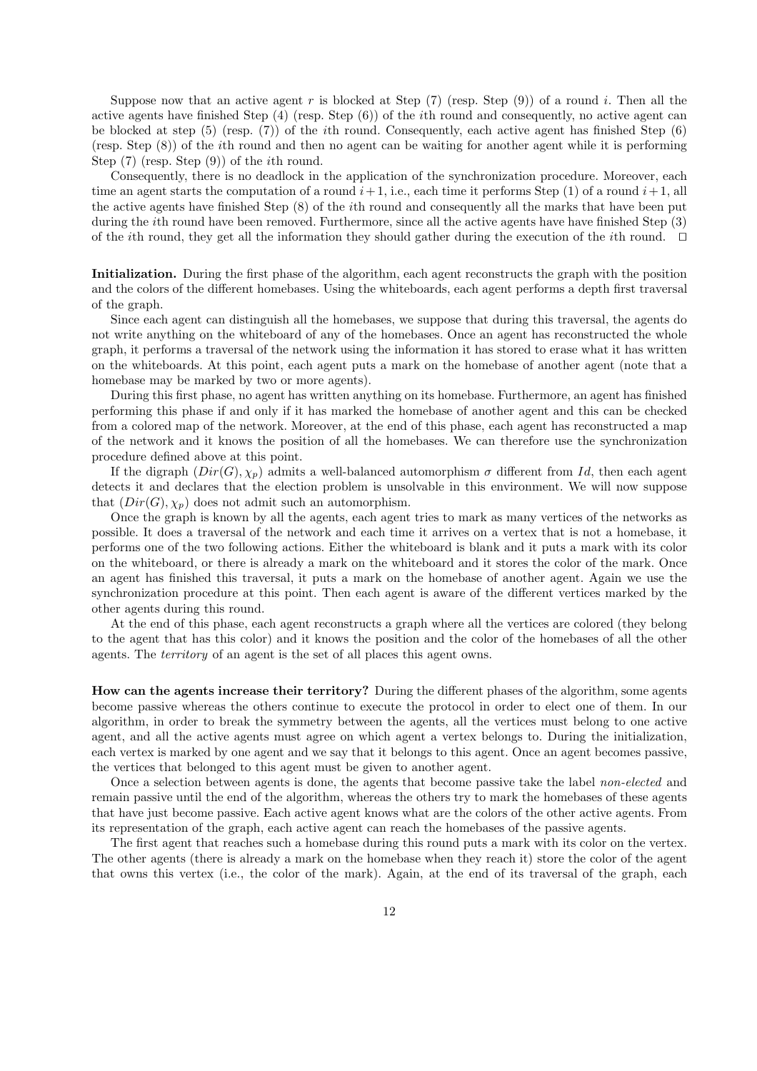Suppose now that an active agent $r$ is blocked at Step (7) (resp. Step (9)) of a round $i$. Then all the active agents have finished Step (4) (resp. Step (6)) of the $i$th round and consequently, no active agent can be blocked at step (5) (resp. (7)) of the $i$th round. Consequently, each active agent has finished Step (6) (resp. Step (8)) of the $i$th round and then no agent can be waiting for another agent while it is performing Step (7) (resp. Step (9)) of the $i$th round.

Consequently, there is no deadlock in the application of the synchronization procedure. Moreover, each time an agent starts the computation of a round $i+1$, i.e., each time it performs Step (1) of a round $i+1$, all the active agents have finished Step (8) of the $i$th round and consequently all the marks that have been put during the $i$th round have been removed. Furthermore, since all the active agents have have finished Step (3) of the $i$th round, they get all the information they should gather during the execution of the $i$th round. □

**Initialization.** During the first phase of the algorithm, each agent reconstructs the graph with the position and the colors of the different homebases. Using the whiteboards, each agent performs a depth first traversal of the graph.

Since each agent can distinguish all the homebases, we suppose that during this traversal, the agents do not write anything on the whiteboard of any of the homebases. Once an agent has reconstructed the whole graph, it performs a traversal of the network using the information it has stored to erase what it has written on the whiteboards. At this point, each agent puts a mark on the homebase of another agent (note that a homebase may be marked by two or more agents).

During this first phase, no agent has written anything on its homebase. Furthermore, an agent has finished performing this phase if and only if it has marked the homebase of another agent and this can be checked from a colored map of the network. Moreover, at the end of this phase, each agent has reconstructed a map of the network and it knows the position of all the homebases. We can therefore use the synchronization procedure defined above at this point.

If the digraph $(Dir(G), \chi_p)$ admits a well-balanced automorphism $\sigma$ different from $Id$, then each agent detects it and declares that the election problem is unsolvable in this environment. We will now suppose that $(Dir(G), \chi_p)$ does not admit such an automorphism.

Once the graph is known by all the agents, each agent tries to mark as many vertices of the networks as possible. It does a traversal of the network and each time it arrives on a vertex that is not a homebase, it performs one of the two following actions. Either the whiteboard is blank and it puts a mark with its color on the whiteboard, or there is already a mark on the whiteboard and it stores the color of the mark. Once an agent has finished this traversal, it puts a mark on the homebase of another agent. Again we use the synchronization procedure at this point. Then each agent is aware of the different vertices marked by the other agents during this round.

At the end of this phase, each agent reconstructs a graph where all the vertices are colored (they belong to the agent that has this color) and it knows the position and the color of the homebases of all the other agents. The *territory* of an agent is the set of all places this agent owns.

**How can the agents increase their territory?** During the different phases of the algorithm, some agents become passive whereas the others continue to execute the protocol in order to elect one of them. In our algorithm, in order to break the symmetry between the agents, all the vertices must belong to one active agent, and all the active agents must agree on which agent a vertex belongs to. During the initialization, each vertex is marked by one agent and we say that it belongs to this agent. Once an agent becomes passive, the vertices that belonged to this agent must be given to another agent.

Once a selection between agents is done, the agents that become passive take the label *non-elected* and remain passive until the end of the algorithm, whereas the others try to mark the homebases of these agents that have just become passive. Each active agent knows what are the colors of the other active agents. From its representation of the graph, each active agent can reach the homebases of the passive agents.

The first agent that reaches such a homebase during this round puts a mark with its color on the vertex. The other agents (there is already a mark on the homebase when they reach it) store the color of the agent that owns this vertex (i.e., the color of the mark). Again, at the end of its traversal of the graph, each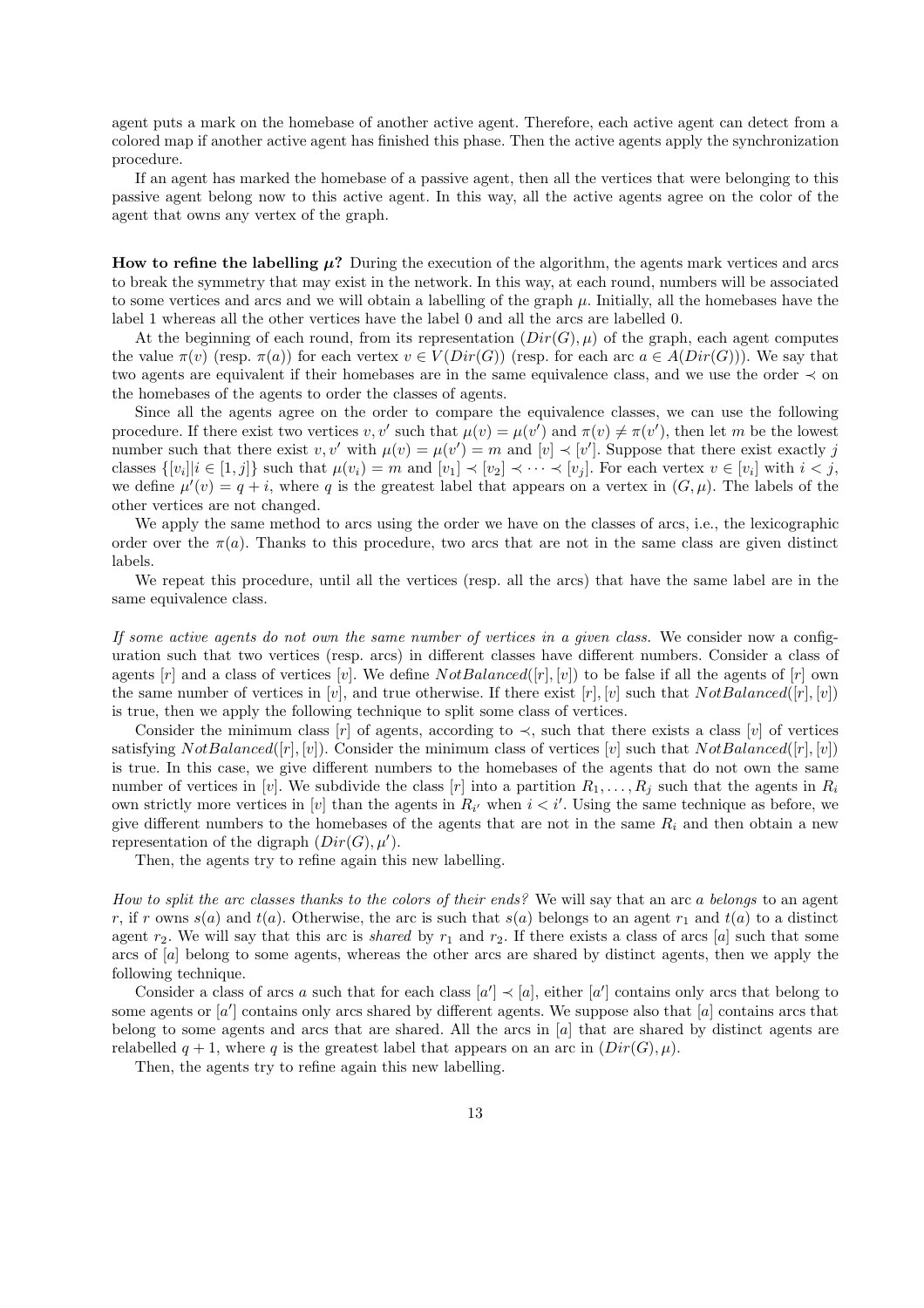agent puts a mark on the homebase of another active agent. Therefore, each active agent can detect from a colored map if another active agent has finished this phase. Then the active agents apply the synchronization procedure.

If an agent has marked the homebase of a passive agent, then all the vertices that were belonging to this passive agent belong now to this active agent. In this way, all the active agents agree on the color of the agent that owns any vertex of the graph.

**How to refine the labelling $\mu$?** During the execution of the algorithm, the agents mark vertices and arcs to break the symmetry that may exist in the network. In this way, at each round, numbers will be associated to some vertices and arcs and we will obtain a labelling of the graph $\mu$. Initially, all the homebases have the label 1 whereas all the other vertices have the label 0 and all the arcs are labelled 0.

At the beginning of each round, from its representation $(Dir(G), \mu)$ of the graph, each agent computes the value $\pi(v)$ (resp. $\pi(a)$) for each vertex $v \in V(Dir(G))$ (resp. for each arc $a \in A(Dir(G))$). We say that two agents are equivalent if their homebases are in the same equivalence class, and we use the order $\prec$ on the homebases of the agents to order the classes of agents.

Since all the agents agree on the order to compare the equivalence classes, we can use the following procedure. If there exist two vertices $v, v'$ such that $\mu(v) = \mu(v')$ and $\pi(v) \neq \pi(v')$, then let $m$ be the lowest number such that there exist $v, v'$ with $\mu(v) = \mu(v') = m$ and $[v] \prec [v']$. Suppose that there exist exactly $j$ classes $\{[v_i] | i \in [1, j]\}$ such that $\mu(v_i) = m$ and $[v_1] \prec [v_2] \prec \cdots \prec [v_j]$. For each vertex $v \in [v_i]$ with $i < j$, we define $\mu'(v) = q + i$, where $q$ is the greatest label that appears on a vertex in $(G, \mu)$. The labels of the other vertices are not changed.

We apply the same method to arcs using the order we have on the classes of arcs, i.e., the lexicographic order over the $\pi(a)$. Thanks to this procedure, two arcs that are not in the same class are given distinct labels.

We repeat this procedure, until all the vertices (resp. all the arcs) that have the same label are in the same equivalence class.

*If some active agents do not own the same number of vertices in a given class.* We consider now a configuration such that two vertices (resp. arcs) in different classes have different numbers. Consider a class of agents $[r]$ and a class of vertices $[v]$. We define $NotBalanced([r], [v])$ to be false if all the agents of $[r]$ own the same number of vertices in $[v]$, and true otherwise. If there exist $[r], [v]$ such that $NotBalanced([r], [v])$ is true, then we apply the following technique to split some class of vertices.

Consider the minimum class $[r]$ of agents, according to $\prec$, such that there exists a class $[v]$ of vertices satisfying $NotBalanced([r], [v])$. Consider the minimum class of vertices $[v]$ such that $NotBalanced([r], [v])$ is true. In this case, we give different numbers to the homebases of the agents that do not own the same number of vertices in $[v]$. We subdivide the class $[r]$ into a partition $R_1, \dots, R_j$ such that the agents in $R_i$ own strictly more vertices in $[v]$ than the agents in $R_{i'}$ when $i < i'$. Using the same technique as before, we give different numbers to the homebases of the agents that are not in the same $R_i$ and then obtain a new representation of the digraph $(Dir(G), \mu')$.

Then, the agents try to refine again this new labelling.

*How to split the arc classes thanks to the colors of their ends?* We will say that an arc $a$ *belongs* to an agent $r$, if $r$ owns $s(a)$ and $t(a)$. Otherwise, the arc is such that $s(a)$ belongs to an agent $r_1$ and $t(a)$ to a distinct agent $r_2$. We will say that this arc is *shared* by $r_1$ and $r_2$. If there exists a class of arcs $[a]$ such that some arcs of $[a]$ belong to some agents, whereas the other arcs are shared by distinct agents, then we apply the following technique.

Consider a class of arcs $a$ such that for each class $[a'] \prec [a]$, either $[a']$ contains only arcs that belong to some agents or $[a']$ contains only arcs shared by different agents. We suppose also that $[a]$ contains arcs that belong to some agents and arcs that are shared. All the arcs in $[a]$ that are shared by distinct agents are relabelled $q + 1$, where $q$ is the greatest label that appears on an arc in $(Dir(G), \mu)$.

Then, the agents try to refine again this new labelling.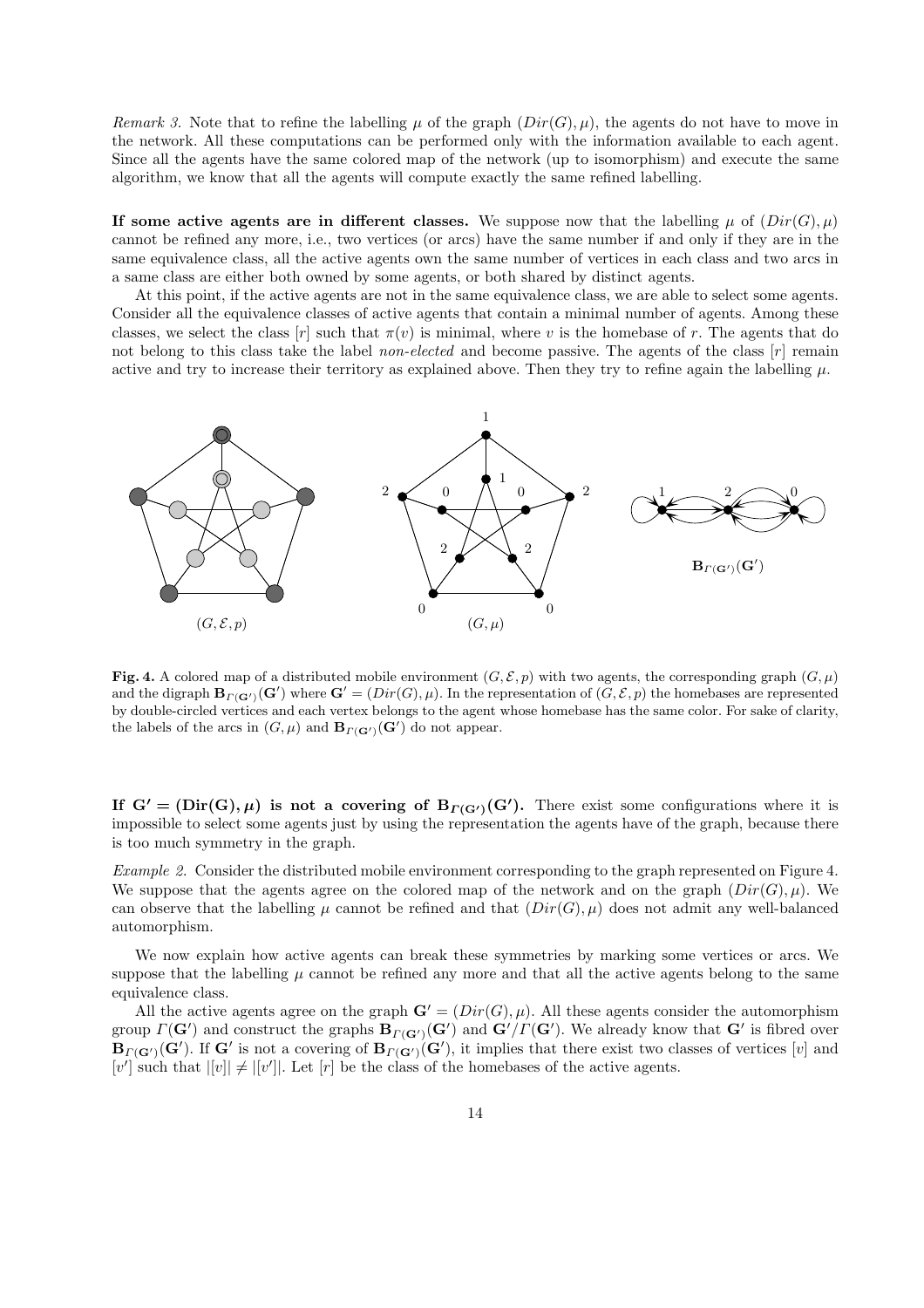*Remark 3.* Note that to refine the labelling $\mu$ of the graph $(Dir(G), \mu)$, the agents do not have to move in the network. All these computations can be performed only with the information available to each agent. Since all the agents have the same colored map of the network (up to isomorphism) and execute the same algorithm, we know that all the agents will compute exactly the same refined labelling.

**If some active agents are in different classes.** We suppose now that the labelling $\mu$ of $(Dir(G), \mu)$ cannot be refined any more, i.e., two vertices (or arcs) have the same number if and only if they are in the same equivalence class, all the active agents own the same number of vertices in each class and two arcs in a same class are either both owned by some agents, or both shared by distinct agents.

At this point, if the active agents are not in the same equivalence class, we are able to select some agents. Consider all the equivalence classes of active agents that contain a minimal number of agents. Among these classes, we select the class $[r]$ such that $\pi(v)$ is minimal, where $v$ is the homebase of $r$. The agents that do not belong to this class take the label *non-elected* and become passive. The agents of the class $[r]$ remain active and try to increase their territory as explained above. Then they try to refine again the labelling $\mu$.

**Fig. 4.** A colored map of a distributed mobile environment $(G, \mathcal{E}, p)$ with two agents, the corresponding graph $(G, \mu)$ and the digraph $\mathbf{B}_{\Gamma(\mathbf{G'})}(\mathbf{G'})$ where $\mathbf{G'} = (Dir(G), \mu)$. In the representation of $(G, \mathcal{E}, p)$ the homebases are represented by double-circled vertices and each vertex belongs to the agent whose homebase has the same color. For sake of clarity, the labels of the arcs in $(G, \mu)$ and $\mathbf{B}_{\Gamma(\mathbf{G'})}(\mathbf{G'})$ do not appear.

**If $\mathbf{G'} = (\mathbf{Dir}(\mathbf{G}), \boldsymbol{\mu})$ is not a covering of $\mathbf{B}_{\boldsymbol{\Gamma}(\mathbf{G'})}(\mathbf{G'})$.** There exist some configurations where it is impossible to select some agents just by using the representation the agents have of the graph, because there is too much symmetry in the graph.

*Example 2.* Consider the distributed mobile environment corresponding to the graph represented on Figure 4. We suppose that the agents agree on the colored map of the network and on the graph $(Dir(G), \mu)$. We can observe that the labelling $\mu$ cannot be refined and that $(Dir(G), \mu)$ does not admit any well-balanced automorphism.

We now explain how active agents can break these symmetries by marking some vertices or arcs. We suppose that the labelling $\mu$ cannot be refined any more and that all the active agents belong to the same equivalence class.

All the active agents agree on the graph $\mathbf{G'} = (Dir(G), \mu)$. All these agents consider the automorphism group $\Gamma(\mathbf{G'})$ and construct the graphs $\mathbf{B}_{\Gamma(\mathbf{G'})}(\mathbf{G'})$ and $\mathbf{G'}/\Gamma(\mathbf{G'})$. We already know that $\mathbf{G'}$ is fibred over $\mathbf{B}_{\Gamma(\mathbf{G'})}(\mathbf{G'})$. If $\mathbf{G'}$ is not a covering of $\mathbf{B}_{\Gamma(\mathbf{G'})}(\mathbf{G'})$, it implies that there exist two classes of vertices $[v]$ and $[v']$ such that $|[v]| \neq |[v']|$. Let $[r]$ be the class of the homebases of the active agents.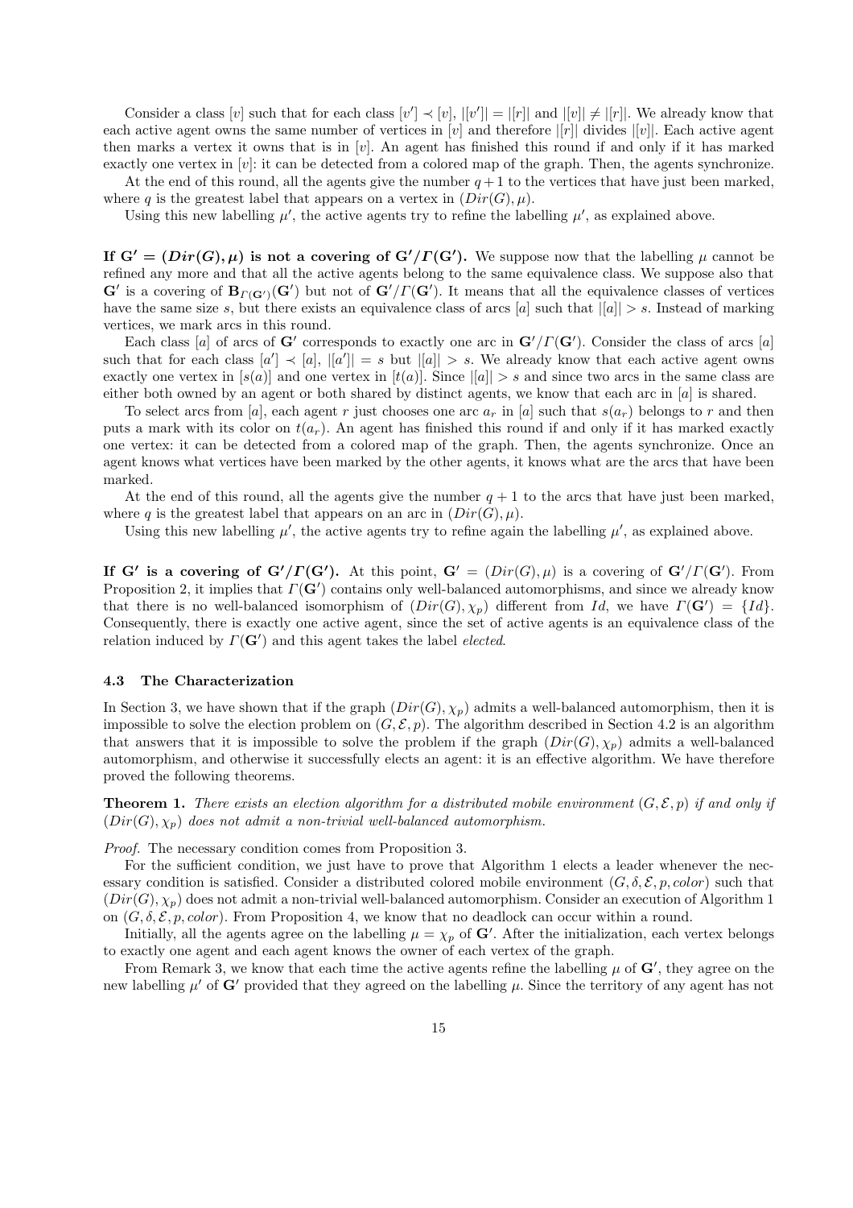Consider a class $[v]$ such that for each class $[v'] \prec [v]$, $|[v']| = |[r]|$ and $|[v]| \neq |[r]|$. We already know that each active agent owns the same number of vertices in $[v]$ and therefore $|[r]|$ divides $|[v]|$. Each active agent then marks a vertex it owns that is in $[v]$. An agent has finished this round if and only if it has marked exactly one vertex in $[v]$: it can be detected from a colored map of the graph. Then, the agents synchronize.

At the end of this round, all the agents give the number $q+1$ to the vertices that have just been marked, where $q$ is the greatest label that appears on a vertex in $(Dir(G), \mu)$.

Using this new labelling $\mu'$, the active agents try to refine the labelling $\mu'$, as explained above.

**If $\mathbf{G'} = (Dir(G), \mu)$ is not a covering of $\mathbf{G'}/\Gamma(\mathbf{G'})$.** We suppose now that the labelling $\mu$ cannot be refined any more and that all the active agents belong to the same equivalence class. We suppose also that $\mathbf{G'}$ is a covering of $\mathbf{B}_{\Gamma(\mathbf{G'})}(\mathbf{G'})$ but not of $\mathbf{G'}/\Gamma(\mathbf{G'})$. It means that all the equivalence classes of vertices have the same size $s$, but there exists an equivalence class of arcs $[a]$ such that $|[a]| > s$. Instead of marking vertices, we mark arcs in this round.

Each class $[a]$ of arcs of $\mathbf{G'}$ corresponds to exactly one arc in $\mathbf{G'}/\Gamma(\mathbf{G'})$. Consider the class of arcs $[a]$ such that for each class $[a'] \prec [a]$, $|[a']| = s$ but $|[a]| > s$. We already know that each active agent owns exactly one vertex in $[s(a)]$ and one vertex in $[t(a)]$. Since $|[a]| > s$ and since two arcs in the same class are either both owned by an agent or both shared by distinct agents, we know that each arc in $[a]$ is shared.

To select arcs from $[a]$, each agent $r$ just chooses one arc $a_r$ in $[a]$ such that $s(a_r)$ belongs to $r$ and then puts a mark with its color on $t(a_r)$. An agent has finished this round if and only if it has marked exactly one vertex: it can be detected from a colored map of the graph. Then, the agents synchronize. Once an agent knows what vertices have been marked by the other agents, it knows what are the arcs that have been marked.

At the end of this round, all the agents give the number $q+1$ to the arcs that have just been marked, where $q$ is the greatest label that appears on an arc in $(Dir(G), \mu)$.

Using this new labelling $\mu'$, the active agents try to refine again the labelling $\mu'$, as explained above.

**If $\mathbf{G'}$ is a covering of $\mathbf{G'}/\Gamma(\mathbf{G'})$.** At this point, $\mathbf{G'} = (Dir(G), \mu)$ is a covering of $\mathbf{G'}/\Gamma(\mathbf{G'})$. From Proposition 2, it implies that $\Gamma(\mathbf{G'})$ contains only well-balanced automorphisms, and since we already know that there is no well-balanced isomorphism of $(Dir(G), \chi_p)$ different from $Id$, we have $\Gamma(\mathbf{G'}) = \{Id\}$. Consequently, there is exactly one active agent, since the set of active agents is an equivalence class of the relation induced by $\Gamma(\mathbf{G'})$ and this agent takes the label *elected*.

### 4.3 The Characterization

In Section 3, we have shown that if the graph $(Dir(G), \chi_p)$ admits a well-balanced automorphism, then it is impossible to solve the election problem on $(G, \mathcal{E}, p)$. The algorithm described in Section 4.2 is an algorithm that answers that it is impossible to solve the problem if the graph $(Dir(G), \chi_p)$ admits a well-balanced automorphism, and otherwise it successfully elects an agent: it is an effective algorithm. We have therefore proved the following theorems.

**Theorem 1.** *There exists an election algorithm for a distributed mobile environment $(G, \mathcal{E}, p)$ if and only if $(Dir(G), \chi_p)$ does not admit a non-trivial well-balanced automorphism.*

*Proof.* The necessary condition comes from Proposition 3.

For the sufficient condition, we just have to prove that Algorithm 1 elects a leader whenever the necessary condition is satisfied. Consider a distributed colored mobile environment $(G, \delta, \mathcal{E}, p, color)$ such that $(Dir(G), \chi_p)$ does not admit a non-trivial well-balanced automorphism. Consider an execution of Algorithm 1 on $(G, \delta, \mathcal{E}, p, color)$. From Proposition 4, we know that no deadlock can occur within a round.

Initially, all the agents agree on the labelling $\mu = \chi_p$ of $\mathbf{G'}$. After the initialization, each vertex belongs to exactly one agent and each agent knows the owner of each vertex of the graph.

From Remark 3, we know that each time the active agents refine the labelling $\mu$ of $\mathbf{G'}$, they agree on the new labelling $\mu'$ of $\mathbf{G'}$ provided that they agreed on the labelling $\mu$. Since the territory of any agent has not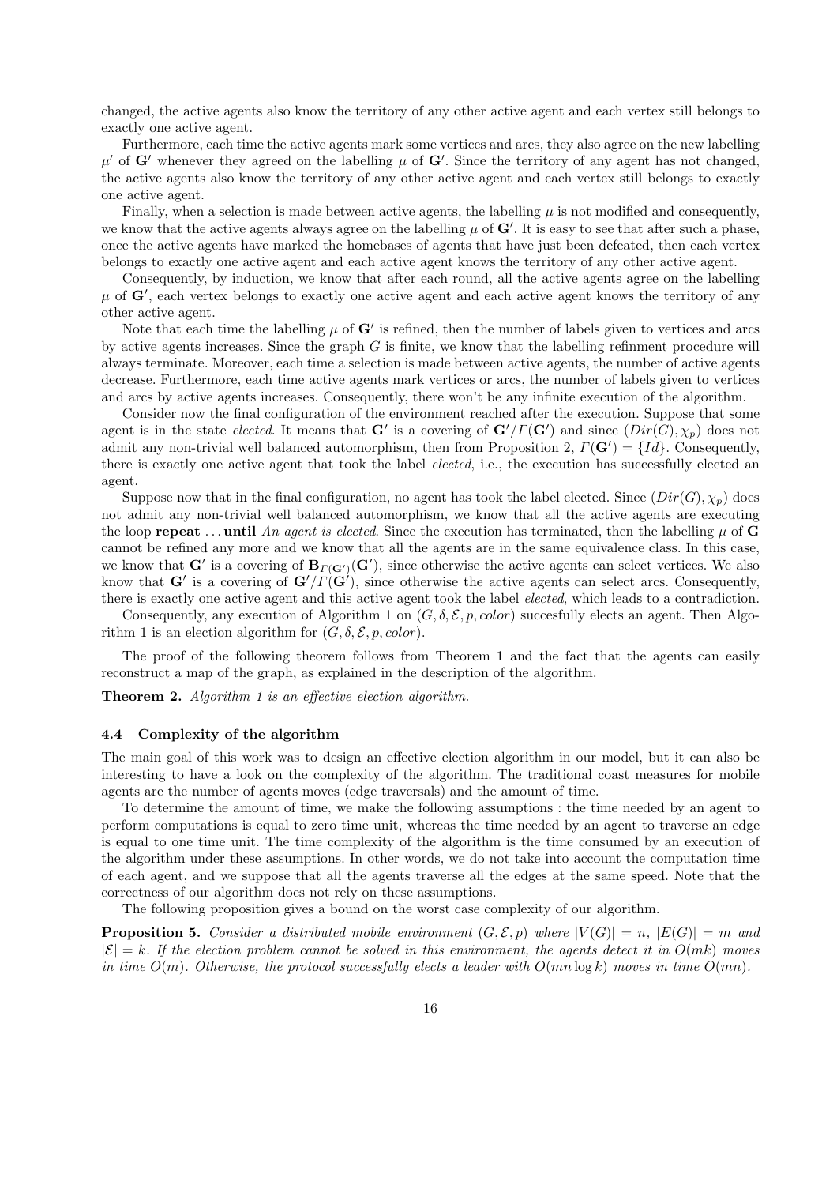changed, the active agents also know the territory of any other active agent and each vertex still belongs to exactly one active agent.

Furthermore, each time the active agents mark some vertices and arcs, they also agree on the new labelling $\mu'$ of $\mathbf{G}'$ whenever they agreed on the labelling $\mu$ of $\mathbf{G}'$. Since the territory of any agent has not changed, the active agents also know the territory of any other active agent and each vertex still belongs to exactly one active agent.

Finally, when a selection is made between active agents, the labelling $\mu$ is not modified and consequently, we know that the active agents always agree on the labelling $\mu$ of $\mathbf{G}'$. It is easy to see that after such a phase, once the active agents have marked the homebases of agents that have just been defeated, then each vertex belongs to exactly one active agent and each active agent knows the territory of any other active agent.

Consequently, by induction, we know that after each round, all the active agents agree on the labelling $\mu$ of $\mathbf{G}'$, each vertex belongs to exactly one active agent and each active agent knows the territory of any other active agent.

Note that each time the labelling $\mu$ of $\mathbf{G}'$ is refined, then the number of labels given to vertices and arcs by active agents increases. Since the graph $G$ is finite, we know that the labelling refinment procedure will always terminate. Moreover, each time a selection is made between active agents, the number of active agents decrease. Furthermore, each time active agents mark vertices or arcs, the number of labels given to vertices and arcs by active agents increases. Consequently, there won't be any infinite execution of the algorithm.

Consider now the final configuration of the environment reached after the execution. Suppose that some agent is in the state *elected*. It means that $\mathbf{G}'$ is a covering of $\mathbf{G}'/\Gamma(\mathbf{G}')$ and since $(Dir(G), \chi_p)$ does not admit any non-trivial well balanced automorphism, then from Proposition 2, $\Gamma(\mathbf{G}') = \{Id\}$. Consequently, there is exactly one active agent that took the label *elected*, i.e., the execution has successfully elected an agent.

Suppose now that in the final configuration, no agent has took the label elected. Since $(Dir(G), \chi_p)$ does not admit any non-trivial well balanced automorphism, we know that all the active agents are executing the loop **repeat** ... **until** *An agent is elected*. Since the execution has terminated, then the labelling $\mu$ of $\mathbf{G}$ cannot be refined any more and we know that all the agents are in the same equivalence class. In this case, we know that $\mathbf{G}'$ is a covering of $\mathbf{B}_{\Gamma(\mathbf{G}')}(\mathbf{G}')$, since otherwise the active agents can select vertices. We also know that $\mathbf{G}'$ is a covering of $\mathbf{G}'/\Gamma(\mathbf{G}')$, since otherwise the active agents can select arcs. Consequently, there is exactly one active agent and this active agent took the label *elected*, which leads to a contradiction.

Consequently, any execution of Algorithm 1 on $(G, \delta, \mathcal{E}, p, color)$ succesfully elects an agent. Then Algorithm 1 is an election algorithm for $(G, \delta, \mathcal{E}, p, color)$.

The proof of the following theorem follows from Theorem 1 and the fact that the agents can easily reconstruct a map of the graph, as explained in the description of the algorithm.

**Theorem 2.** *Algorithm 1 is an effective election algorithm.*

### 4.4 Complexity of the algorithm

The main goal of this work was to design an effective election algorithm in our model, but it can also be interesting to have a look on the complexity of the algorithm. The traditional coast measures for mobile agents are the number of agents moves (edge traversals) and the amount of time.

To determine the amount of time, we make the following assumptions : the time needed by an agent to perform computations is equal to zero time unit, whereas the time needed by an agent to traverse an edge is equal to one time unit. The time complexity of the algorithm is the time consumed by an execution of the algorithm under these assumptions. In other words, we do not take into account the computation time of each agent, and we suppose that all the agents traverse all the edges at the same speed. Note that the correctness of our algorithm does not rely on these assumptions.

The following proposition gives a bound on the worst case complexity of our algorithm.

**Proposition 5.** *Consider a distributed mobile environment $(G, \mathcal{E}, p)$ where $|V(G)| = n$, $|E(G)| = m$ and $|\mathcal{E}| = k$. If the election problem cannot be solved in this environment, the agents detect it in $O(mk)$ moves in time $O(m)$. Otherwise, the protocol successfully elects a leader with $O(mn \log k)$ moves in time $O(mn)$.*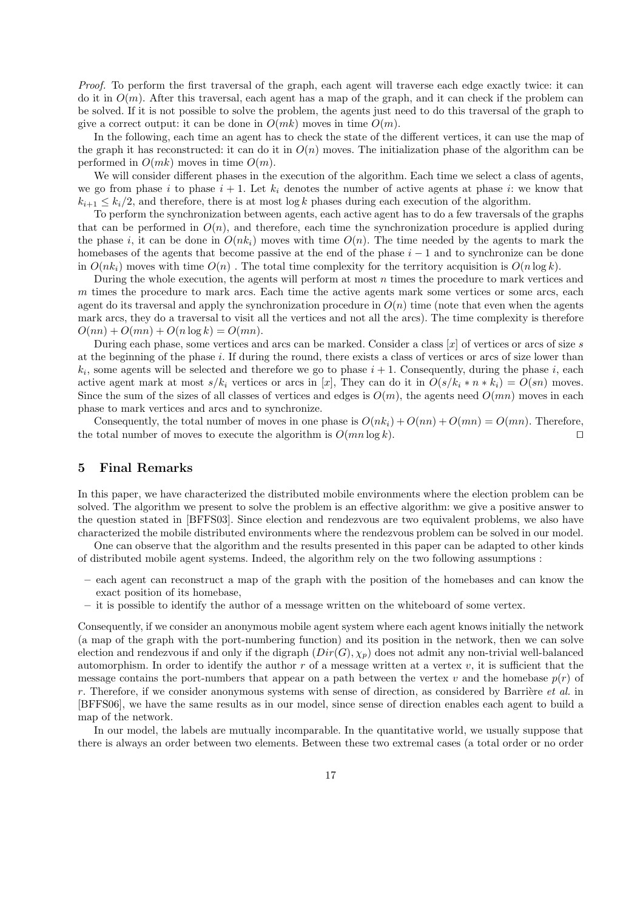*Proof.* To perform the first traversal of the graph, each agent will traverse each edge exactly twice: it can do it in $O(m)$. After this traversal, each agent has a map of the graph, and it can check if the problem can be solved. If it is not possible to solve the problem, the agents just need to do this traversal of the graph to give a correct output: it can be done in $O(mk)$ moves in time $O(m)$.

In the following, each time an agent has to check the state of the different vertices, it can use the map of the graph it has reconstructed: it can do it in $O(n)$ moves. The initialization phase of the algorithm can be performed in $O(mk)$ moves in time $O(m)$.

We will consider different phases in the execution of the algorithm. Each time we select a class of agents, we go from phase $i$ to phase $i+1$. Let $k_i$ denotes the number of active agents at phase $i$: we know that $k_{i+1} \leq k_i/2$, and therefore, there is at most $\log k$ phases during each execution of the algorithm.

To perform the synchronization between agents, each active agent has to do a few traversals of the graphs that can be performed in $O(n)$, and therefore, each time the synchronization procedure is applied during the phase $i$, it can be done in $O(nk_i)$ moves with time $O(n)$. The time needed by the agents to mark the homebases of the agents that become passive at the end of the phase $i-1$ and to synchronize can be done in $O(nk_i)$ moves with time $O(n)$ . The total time complexity for the territory acquisition is $O(n \log k)$.

During the whole execution, the agents will perform at most $n$ times the procedure to mark vertices and $m$ times the procedure to mark arcs. Each time the active agents mark some vertices or some arcs, each agent do its traversal and apply the synchronization procedure in $O(n)$ time (note that even when the agents mark arcs, they do a traversal to visit all the vertices and not all the arcs). The time complexity is therefore $O(nn) + O(mn) + O(n \log k) = O(mn)$.

During each phase, some vertices and arcs can be marked. Consider a class $[x]$ of vertices or arcs of size $s$ at the beginning of the phase $i$. If during the round, there exists a class of vertices or arcs of size lower than $k_i$, some agents will be selected and therefore we go to phase $i+1$. Consequently, during the phase $i$, each active agent mark at most $s/k_i$ vertices or arcs in $[x]$, They can do it in $O(s/k_i * n * k_i) = O(sn)$ moves. Since the sum of the sizes of all classes of vertices and edges is $O(m)$, the agents need $O(mn)$ moves in each phase to mark vertices and arcs and to synchronize.

Consequently, the total number of moves in one phase is $O(nk_i) + O(nn) + O(mn) = O(mn)$. Therefore, the total number of moves to execute the algorithm is $O(mn \log k)$. ◻

## 5 Final Remarks

In this paper, we have characterized the distributed mobile environments where the election problem can be solved. The algorithm we present to solve the problem is an effective algorithm: we give a positive answer to the question stated in [BFFS03]. Since election and rendezvous are two equivalent problems, we also have characterized the mobile distributed environments where the rendezvous problem can be solved in our model.

One can observe that the algorithm and the results presented in this paper can be adapted to other kinds of distributed mobile agent systems. Indeed, the algorithm rely on the two following assumptions :

- each agent can reconstruct a map of the graph with the position of the homebases and can know the exact position of its homebase,
- it is possible to identify the author of a message written on the whiteboard of some vertex.

Consequently, if we consider an anonymous mobile agent system where each agent knows initially the network (a map of the graph with the port-numbering function) and its position in the network, then we can solve election and rendezvous if and only if the digraph $(Dir(G), \chi_p)$ does not admit any non-trivial well-balanced automorphism. In order to identify the author $r$ of a message written at a vertex $v$, it is sufficient that the message contains the port-numbers that appear on a path between the vertex $v$ and the homebase $p(r)$ of $r$. Therefore, if we consider anonymous systems with sense of direction, as considered by Barrière *et al.* in [BFFS06], we have the same results as in our model, since sense of direction enables each agent to build a map of the network.

In our model, the labels are mutually incomparable. In the quantitative world, we usually suppose that there is always an order between two elements. Between these two extremal cases (a total order or no order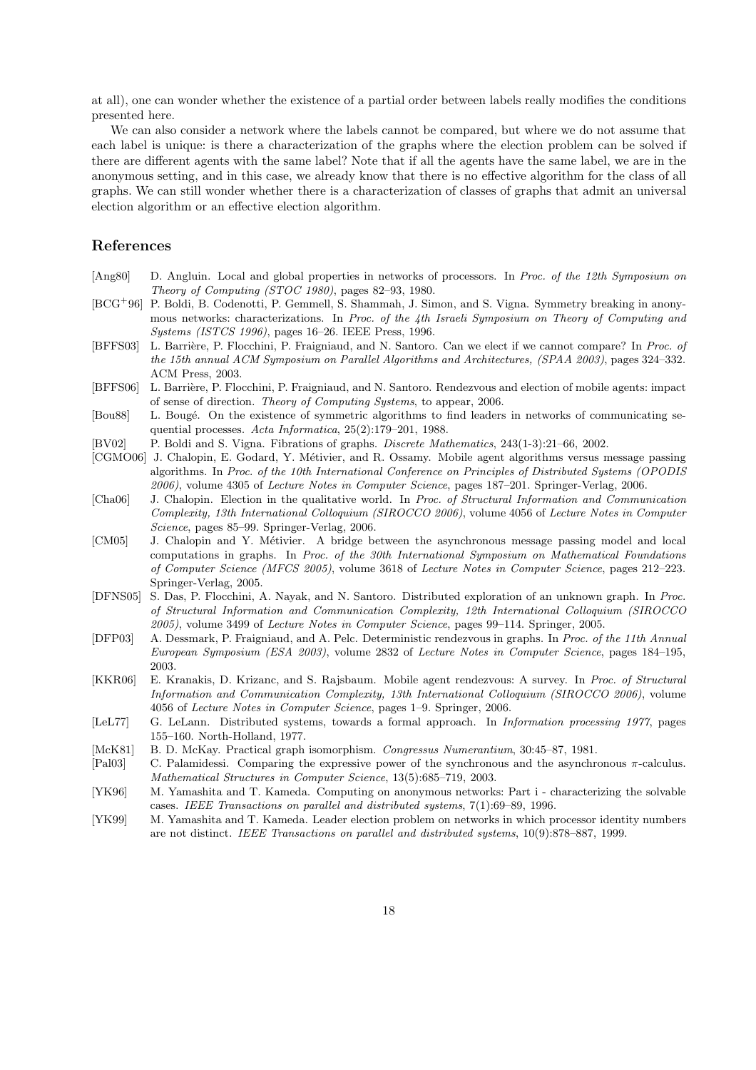at all), one can wonder whether the existence of a partial order between labels really modifies the conditions presented here.

We can also consider a network where the labels cannot be compared, but where we do not assume that each label is unique: is there a characterization of the graphs where the election problem can be solved if there are different agents with the same label? Note that if all the agents have the same label, we are in the anonymous setting, and in this case, we already know that there is no effective algorithm for the class of all graphs. We can still wonder whether there is a characterization of classes of graphs that admit an universal election algorithm or an effective election algorithm.

## References

[Ang80] D. Angluin. Local and global properties in networks of processors. In *Proc. of the 12th Symposium on Theory of Computing (STOC 1980)*, pages 82–93, 1980.

[BCG+96] P. Boldi, B. Codenotti, P. Gemmell, S. Shammah, J. Simon, and S. Vigna. Symmetry breaking in anonymous networks: characterizations. In *Proc. of the 4th Israeli Symposium on Theory of Computing and Systems (ISTCS 1996)*, pages 16–26. IEEE Press, 1996.

[BFFS03] L. Barrière, P. Flocchini, P. Fraigniaud, and N. Santoro. Can we elect if we cannot compare? In *Proc. of the 15th annual ACM Symposium on Parallel Algorithms and Architectures, (SPAA 2003)*, pages 324–332. ACM Press, 2003.

[BFFS06] L. Barrière, P. Flocchini, P. Fraigniaud, and N. Santoro. Rendezvous and election of mobile agents: impact of sense of direction. *Theory of Computing Systems*, to appear, 2006.

[Bou88] L. Bougé. On the existence of symmetric algorithms to find leaders in networks of communicating sequential processes. *Acta Informatica*, 25(2):179–201, 1988.

[BV02] P. Boldi and S. Vigna. Fibrations of graphs. *Discrete Mathematics*, 243(1-3):21–66, 2002.

[CGMO06] J. Chalopin, E. Godard, Y. Métivier, and R. Ossamy. Mobile agent algorithms versus message passing algorithms. In *Proc. of the 10th International Conference on Principles of Distributed Systems (OPODIS 2006)*, volume 4305 of *Lecture Notes in Computer Science*, pages 187–201. Springer-Verlag, 2006.

[Cha06] J. Chalopin. Election in the qualitative world. In *Proc. of Structural Information and Communication Complexity, 13th International Colloquium (SIROCCO 2006)*, volume 4056 of *Lecture Notes in Computer Science*, pages 85–99. Springer-Verlag, 2006.

[CM05] J. Chalopin and Y. Métivier. A bridge between the asynchronous message passing model and local computations in graphs. In *Proc. of the 30th International Symposium on Mathematical Foundations of Computer Science (MFCS 2005)*, volume 3618 of *Lecture Notes in Computer Science*, pages 212–223. Springer-Verlag, 2005.

[DFNS05] S. Das, P. Flocchini, A. Nayak, and N. Santoro. Distributed exploration of an unknown graph. In *Proc. of Structural Information and Communication Complexity, 12th International Colloquium (SIROCCO 2005)*, volume 3499 of *Lecture Notes in Computer Science*, pages 99–114. Springer, 2005.

[DFP03] A. Dessmark, P. Fraigniaud, and A. Pelc. Deterministic rendezvous in graphs. In *Proc. of the 11th Annual European Symposium (ESA 2003)*, volume 2832 of *Lecture Notes in Computer Science*, pages 184–195, 2003.

[KKR06] E. Kranakis, D. Krizanc, and S. Rajsbaum. Mobile agent rendezvous: A survey. In *Proc. of Structural Information and Communication Complexity, 13th International Colloquium (SIROCCO 2006)*, volume 4056 of *Lecture Notes in Computer Science*, pages 1–9. Springer, 2006.

[LeL77] G. LeLann. Distributed systems, towards a formal approach. In *Information processing 1977*, pages 155–160. North-Holland, 1977.

[McK81] B. D. McKay. Practical graph isomorphism. *Congressus Numerantium*, 30:45–87, 1981.

[Pal03] C. Palamidessi. Comparing the expressive power of the synchronous and the asynchronous $\pi$-calculus. *Mathematical Structures in Computer Science*, 13(5):685–719, 2003.

[YK96] M. Yamashita and T. Kameda. Computing on anonymous networks: Part i - characterizing the solvable cases. *IEEE Transactions on parallel and distributed systems*, 7(1):69–89, 1996.

[YK99] M. Yamashita and T. Kameda. Leader election problem on networks in which processor identity numbers are not distinct. *IEEE Transactions on parallel and distributed systems*, 10(9):878–887, 1999.